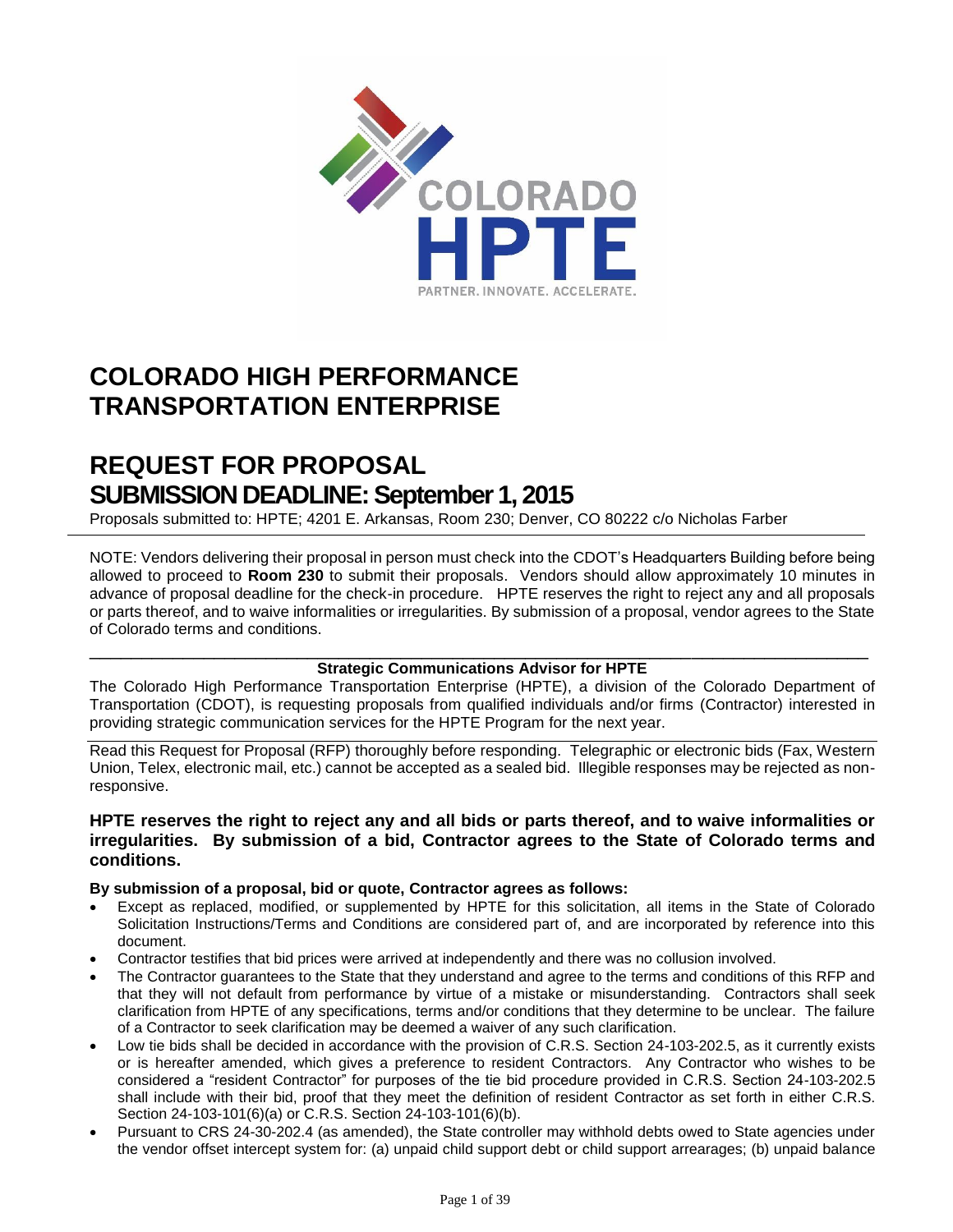# COLORADO HIGH PERFORMANCE TRANSPORTATION ENTERPRISE

# REQUEST FOR PROPOSAL
## SUBMISSION DEADLINE: September 1, 2015

Proposals submitted to: HPTE; 4201 E. Arkansas, Room 230; Denver, CO 80222 c/o Nicholas Farber

---

NOTE: Vendors delivering their proposal in person must check into the CDOT's Headquarters Building before being allowed to proceed to **Room 230** to submit their proposals. Vendors should allow approximately 10 minutes in advance of proposal deadline for the check-in procedure. HPTE reserves the right to reject any and all proposals or parts thereof, and to waive informalities or irregularities. By submission of a proposal, vendor agrees to the State of Colorado terms and conditions.

---

**Strategic Communications Advisor for HPTE**

The Colorado High Performance Transportation Enterprise (HPTE), a division of the Colorado Department of Transportation (CDOT), is requesting proposals from qualified individuals and/or firms (Contractor) interested in providing strategic communication services for the HPTE Program for the next year.

---

Read this Request for Proposal (RFP) thoroughly before responding. Telegraphic or electronic bids (Fax, Western Union, Telex, electronic mail, etc.) cannot be accepted as a sealed bid. Illegible responses may be rejected as non-responsive.

### HPTE reserves the right to reject any and all bids or parts thereof, and to waive informalities or irregularities. By submission of a bid, Contractor agrees to the State of Colorado terms and conditions.

**By submission of a proposal, bid or quote, Contractor agrees as follows:**

- Except as replaced, modified, or supplemented by HPTE for this solicitation, all items in the State of Colorado Solicitation Instructions/Terms and Conditions are considered part of, and are incorporated by reference into this document.
- Contractor testifies that bid prices were arrived at independently and there was no collusion involved.
- The Contractor guarantees to the State that they understand and agree to the terms and conditions of this RFP and that they will not default from performance by virtue of a mistake or misunderstanding. Contractors shall seek clarification from HPTE of any specifications, terms and/or conditions that they determine to be unclear. The failure of a Contractor to seek clarification may be deemed a waiver of any such clarification.
- Low tie bids shall be decided in accordance with the provision of C.R.S. Section 24-103-202.5, as it currently exists or is hereafter amended, which gives a preference to resident Contractors. Any Contractor who wishes to be considered a "resident Contractor" for purposes of the tie bid procedure provided in C.R.S. Section 24-103-202.5 shall include with their bid, proof that they meet the definition of resident Contractor as set forth in either C.R.S. Section 24-103-101(6)(a) or C.R.S. Section 24-103-101(6)(b).
- Pursuant to CRS 24-30-202.4 (as amended), the State controller may withhold debts owed to State agencies under the vendor offset intercept system for: (a) unpaid child support debt or child support arrearages; (b) unpaid balance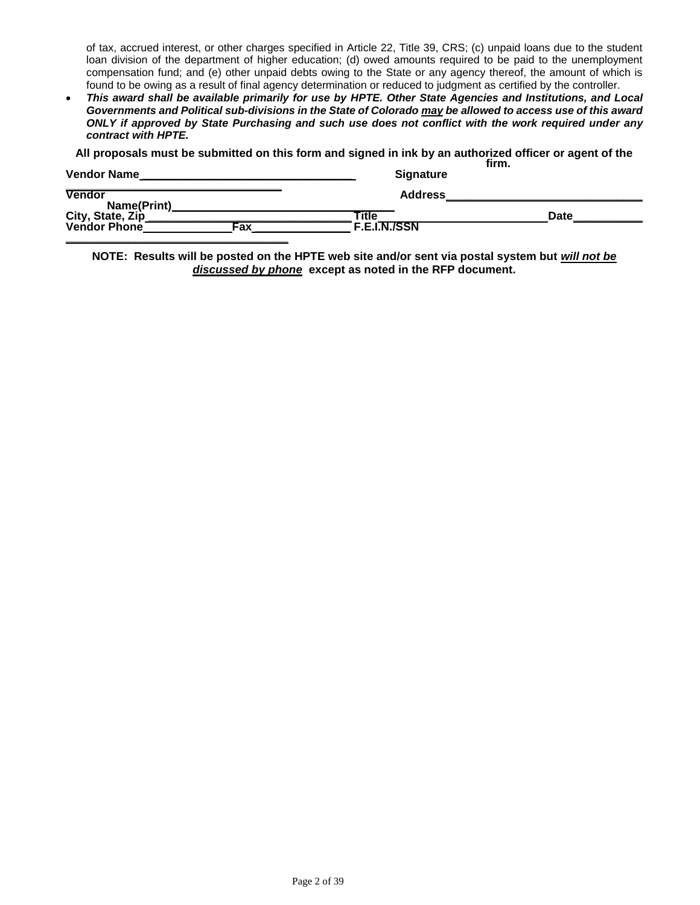of tax, accrued interest, or other charges specified in Article 22, Title 39, CRS; (c) unpaid loans due to the student loan division of the department of higher education; (d) owed amounts required to be paid to the unemployment compensation fund; and (e) other unpaid debts owing to the State or any agency thereof, the amount of which is found to be owing as a result of final agency determination or reduced to judgment as certified by the controller.

- ***This award shall be available primarily for use by HPTE. Other State Agencies and Institutions, and Local Governments and Political sub-divisions in the State of Colorado <u>may</u> be allowed to access use of this award ONLY if approved by State Purchasing and such use does not conflict with the work required under any contract with HPTE.***

**All proposals must be submitted on this form and signed in ink by an authorized officer or agent of the firm.**

**Vendor Name**\_\_\_\_\_\_\_\_\_\_\_\_\_\_\_\_\_\_\_\_\_\_\_\_\_\_\_\_\_\_\_\_\_\_ **Signature** \_\_\_\_\_\_\_\_\_\_\_\_\_\_\_\_\_\_\_\_\_\_\_\_\_\_\_\_\_\_\_\_\_\_

**Vendor Name(Print)**\_\_\_\_\_\_\_\_\_\_\_\_\_\_\_\_\_\_\_\_\_\_\_\_\_\_\_\_\_\_\_\_\_\_ **Address**\_\_\_\_\_\_\_\_\_\_\_\_\_\_\_\_\_\_\_\_\_\_\_\_\_\_\_\_\_\_\_\_

**City, State, Zip**\_\_\_\_\_\_\_\_\_\_\_\_\_\_\_\_\_\_\_\_\_\_\_\_\_\_\_\_\_\_\_\_ **Title**\_\_\_\_\_\_\_\_\_\_\_\_\_\_\_\_\_\_\_\_\_\_\_\_\_\_ **Date**\_\_\_\_\_\_\_\_\_\_\_

**Vendor Phone**\_\_\_\_\_\_\_\_\_\_\_\_\_\_ **Fax**\_\_\_\_\_\_\_\_\_\_\_\_\_\_\_\_ **F.E.I.N./SSN** \_\_\_\_\_\_\_\_\_\_\_\_\_\_\_\_\_\_\_\_\_\_\_\_\_\_\_\_\_\_\_\_\_\_

**NOTE: Results will be posted on the HPTE web site and/or sent via postal system but *<u>will not be discussed by phone</u>* except as noted in the RFP document.**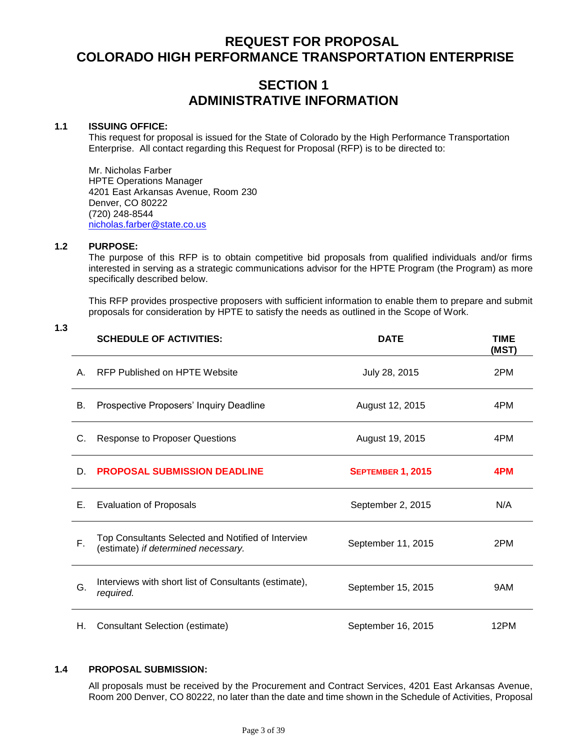# REQUEST FOR PROPOSAL
# COLORADO HIGH PERFORMANCE TRANSPORTATION ENTERPRISE

## SECTION 1
## ADMINISTRATIVE INFORMATION

### 1.1 ISSUING OFFICE:

This request for proposal is issued for the State of Colorado by the High Performance Transportation Enterprise. All contact regarding this Request for Proposal (RFP) is to be directed to:

Mr. Nicholas Farber
HPTE Operations Manager
4201 East Arkansas Avenue, Room 230
Denver, CO 80222
(720) 248-8544
nicholas.farber@state.co.us

### 1.2 PURPOSE:

The purpose of this RFP is to obtain competitive bid proposals from qualified individuals and/or firms interested in serving as a strategic communications advisor for the HPTE Program (the Program) as more specifically described below.

This RFP provides prospective proposers with sufficient information to enable them to prepare and submit proposals for consideration by HPTE to satisfy the needs as outlined in the Scope of Work.

### 1.3

| | SCHEDULE OF ACTIVITIES: | DATE | TIME (MST) |
|---|---|---|---|
| A. | RFP Published on HPTE Website | July 28, 2015 | 2PM |
| B. | Prospective Proposers' Inquiry Deadline | August 12, 2015 | 4PM |
| C. | Response to Proposer Questions | August 19, 2015 | 4PM |
| D. | **PROPOSAL SUBMISSION DEADLINE** | **SEPTEMBER 1, 2015** | **4PM** |
| E. | Evaluation of Proposals | September 2, 2015 | N/A |
| F. | Top Consultants Selected and Notified of Interview (estimate) *if determined necessary.* | September 11, 2015 | 2PM |
| G. | Interviews with short list of Consultants (estimate), *required.* | September 15, 2015 | 9AM |
| H. | Consultant Selection (estimate) | September 16, 2015 | 12PM |

### 1.4 PROPOSAL SUBMISSION:

All proposals must be received by the Procurement and Contract Services, 4201 East Arkansas Avenue, Room 200 Denver, CO 80222, no later than the date and time shown in the Schedule of Activities, Proposal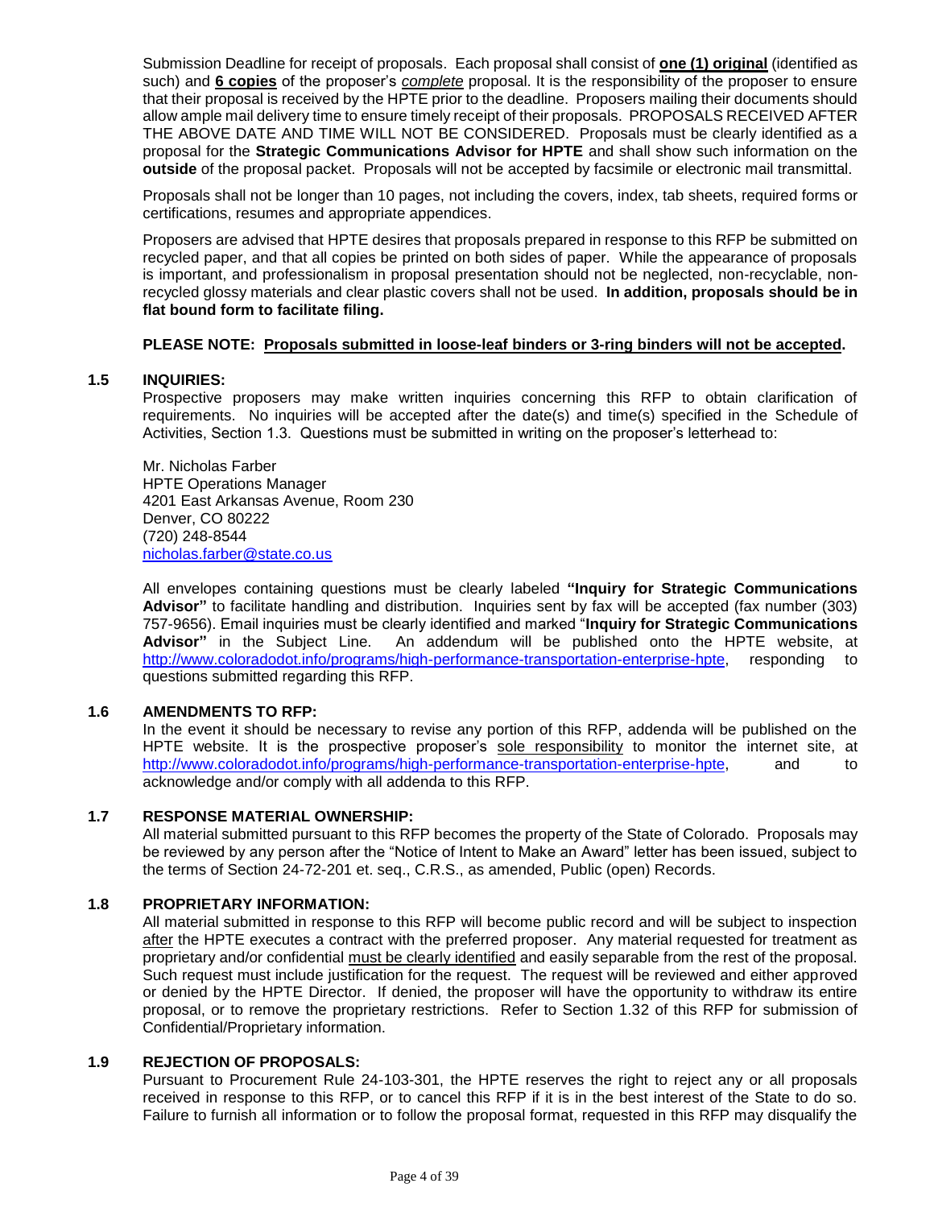Submission Deadline for receipt of proposals. Each proposal shall consist of **one (1) original** (identified as such) and **6 copies** of the proposer's *complete* proposal. It is the responsibility of the proposer to ensure that their proposal is received by the HPTE prior to the deadline. Proposers mailing their documents should allow ample mail delivery time to ensure timely receipt of their proposals. PROPOSALS RECEIVED AFTER THE ABOVE DATE AND TIME WILL NOT BE CONSIDERED. Proposals must be clearly identified as a proposal for the **Strategic Communications Advisor for HPTE** and shall show such information on the **outside** of the proposal packet. Proposals will not be accepted by facsimile or electronic mail transmittal.

Proposals shall not be longer than 10 pages, not including the covers, index, tab sheets, required forms or certifications, resumes and appropriate appendices.

Proposers are advised that HPTE desires that proposals prepared in response to this RFP be submitted on recycled paper, and that all copies be printed on both sides of paper. While the appearance of proposals is important, and professionalism in proposal presentation should not be neglected, non-recyclable, non-recycled glossy materials and clear plastic covers shall not be used. **In addition, proposals should be in flat bound form to facilitate filing.**

**PLEASE NOTE: Proposals submitted in loose-leaf binders or 3-ring binders will not be accepted.**

### 1.5 INQUIRIES:

Prospective proposers may make written inquiries concerning this RFP to obtain clarification of requirements. No inquiries will be accepted after the date(s) and time(s) specified in the Schedule of Activities, Section 1.3. Questions must be submitted in writing on the proposer's letterhead to:

Mr. Nicholas Farber
HPTE Operations Manager
4201 East Arkansas Avenue, Room 230
Denver, CO 80222
(720) 248-8544
nicholas.farber@state.co.us

All envelopes containing questions must be clearly labeled **"Inquiry for Strategic Communications Advisor"** to facilitate handling and distribution. Inquiries sent by fax will be accepted (fax number (303) 757-9656). Email inquiries must be clearly identified and marked "**Inquiry for Strategic Communications Advisor"** in the Subject Line. An addendum will be published onto the HPTE website, at http://www.coloradodot.info/programs/high-performance-transportation-enterprise-hpte, responding to questions submitted regarding this RFP.

### 1.6 AMENDMENTS TO RFP:

In the event it should be necessary to revise any portion of this RFP, addenda will be published on the HPTE website. It is the prospective proposer's sole responsibility to monitor the internet site, at http://www.coloradodot.info/programs/high-performance-transportation-enterprise-hpte, and to acknowledge and/or comply with all addenda to this RFP.

### 1.7 RESPONSE MATERIAL OWNERSHIP:

All material submitted pursuant to this RFP becomes the property of the State of Colorado. Proposals may be reviewed by any person after the "Notice of Intent to Make an Award" letter has been issued, subject to the terms of Section 24-72-201 et. seq., C.R.S., as amended, Public (open) Records.

### 1.8 PROPRIETARY INFORMATION:

All material submitted in response to this RFP will become public record and will be subject to inspection after the HPTE executes a contract with the preferred proposer. Any material requested for treatment as proprietary and/or confidential must be clearly identified and easily separable from the rest of the proposal. Such request must include justification for the request. The request will be reviewed and either approved or denied by the HPTE Director. If denied, the proposer will have the opportunity to withdraw its entire proposal, or to remove the proprietary restrictions. Refer to Section 1.32 of this RFP for submission of Confidential/Proprietary information.

### 1.9 REJECTION OF PROPOSALS:

Pursuant to Procurement Rule 24-103-301, the HPTE reserves the right to reject any or all proposals received in response to this RFP, or to cancel this RFP if it is in the best interest of the State to do so. Failure to furnish all information or to follow the proposal format, requested in this RFP may disqualify the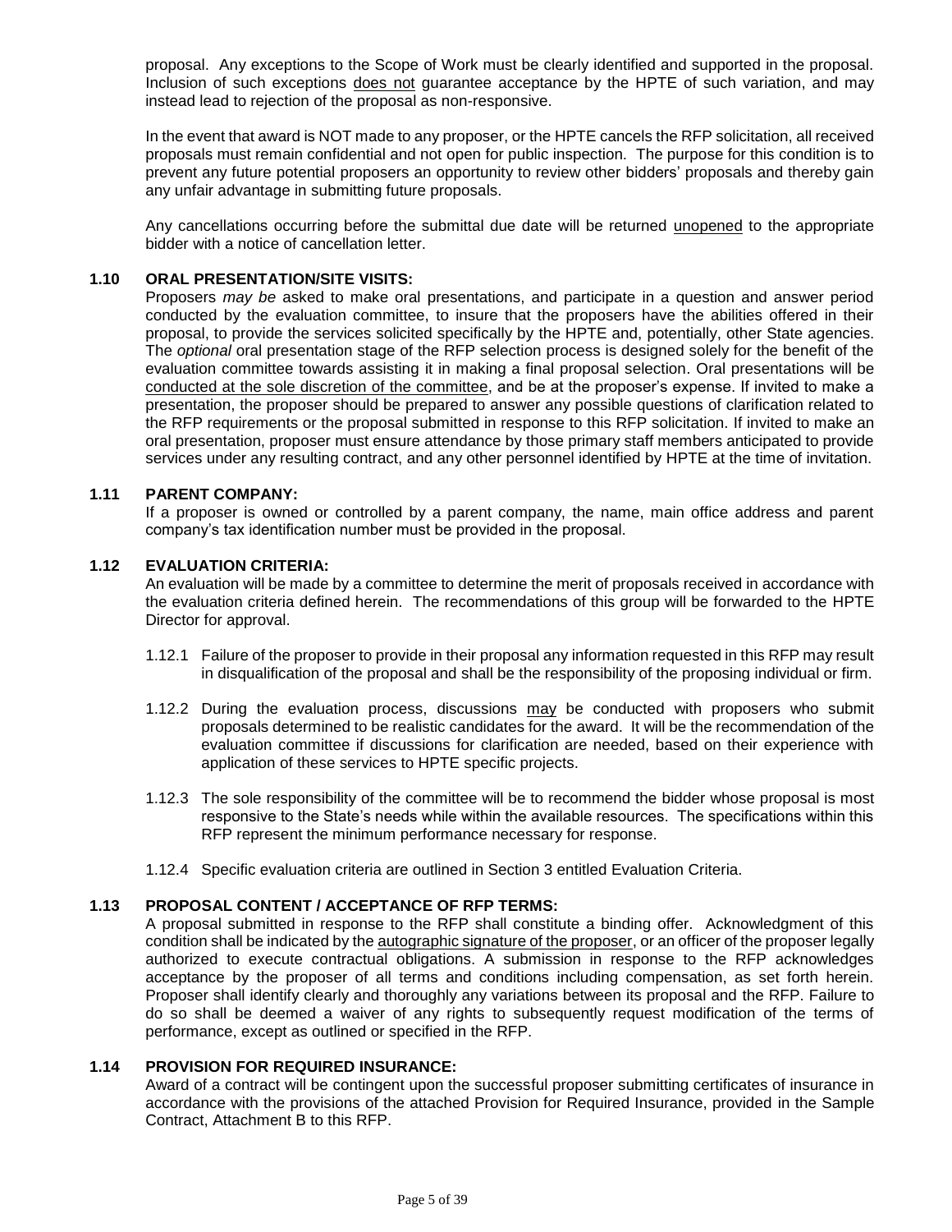proposal. Any exceptions to the Scope of Work must be clearly identified and supported in the proposal. Inclusion of such exceptions does not guarantee acceptance by the HPTE of such variation, and may instead lead to rejection of the proposal as non-responsive.

In the event that award is NOT made to any proposer, or the HPTE cancels the RFP solicitation, all received proposals must remain confidential and not open for public inspection. The purpose for this condition is to prevent any future potential proposers an opportunity to review other bidders' proposals and thereby gain any unfair advantage in submitting future proposals.

Any cancellations occurring before the submittal due date will be returned unopened to the appropriate bidder with a notice of cancellation letter.

### 1.10 ORAL PRESENTATION/SITE VISITS:

Proposers *may be* asked to make oral presentations, and participate in a question and answer period conducted by the evaluation committee, to insure that the proposers have the abilities offered in their proposal, to provide the services solicited specifically by the HPTE and, potentially, other State agencies. The *optional* oral presentation stage of the RFP selection process is designed solely for the benefit of the evaluation committee towards assisting it in making a final proposal selection. Oral presentations will be conducted at the sole discretion of the committee, and be at the proposer's expense. If invited to make a presentation, the proposer should be prepared to answer any possible questions of clarification related to the RFP requirements or the proposal submitted in response to this RFP solicitation. If invited to make an oral presentation, proposer must ensure attendance by those primary staff members anticipated to provide services under any resulting contract, and any other personnel identified by HPTE at the time of invitation.

### 1.11 PARENT COMPANY:

If a proposer is owned or controlled by a parent company, the name, main office address and parent company's tax identification number must be provided in the proposal.

### 1.12 EVALUATION CRITERIA:

An evaluation will be made by a committee to determine the merit of proposals received in accordance with the evaluation criteria defined herein. The recommendations of this group will be forwarded to the HPTE Director for approval.

1.12.1 Failure of the proposer to provide in their proposal any information requested in this RFP may result in disqualification of the proposal and shall be the responsibility of the proposing individual or firm.

1.12.2 During the evaluation process, discussions may be conducted with proposers who submit proposals determined to be realistic candidates for the award. It will be the recommendation of the evaluation committee if discussions for clarification are needed, based on their experience with application of these services to HPTE specific projects.

1.12.3 The sole responsibility of the committee will be to recommend the bidder whose proposal is most responsive to the State's needs while within the available resources. The specifications within this RFP represent the minimum performance necessary for response.

1.12.4 Specific evaluation criteria are outlined in Section 3 entitled Evaluation Criteria.

### 1.13 PROPOSAL CONTENT / ACCEPTANCE OF RFP TERMS:

A proposal submitted in response to the RFP shall constitute a binding offer. Acknowledgment of this condition shall be indicated by the autographic signature of the proposer, or an officer of the proposer legally authorized to execute contractual obligations. A submission in response to the RFP acknowledges acceptance by the proposer of all terms and conditions including compensation, as set forth herein. Proposer shall identify clearly and thoroughly any variations between its proposal and the RFP. Failure to do so shall be deemed a waiver of any rights to subsequently request modification of the terms of performance, except as outlined or specified in the RFP.

### 1.14 PROVISION FOR REQUIRED INSURANCE:

Award of a contract will be contingent upon the successful proposer submitting certificates of insurance in accordance with the provisions of the attached Provision for Required Insurance, provided in the Sample Contract, Attachment B to this RFP.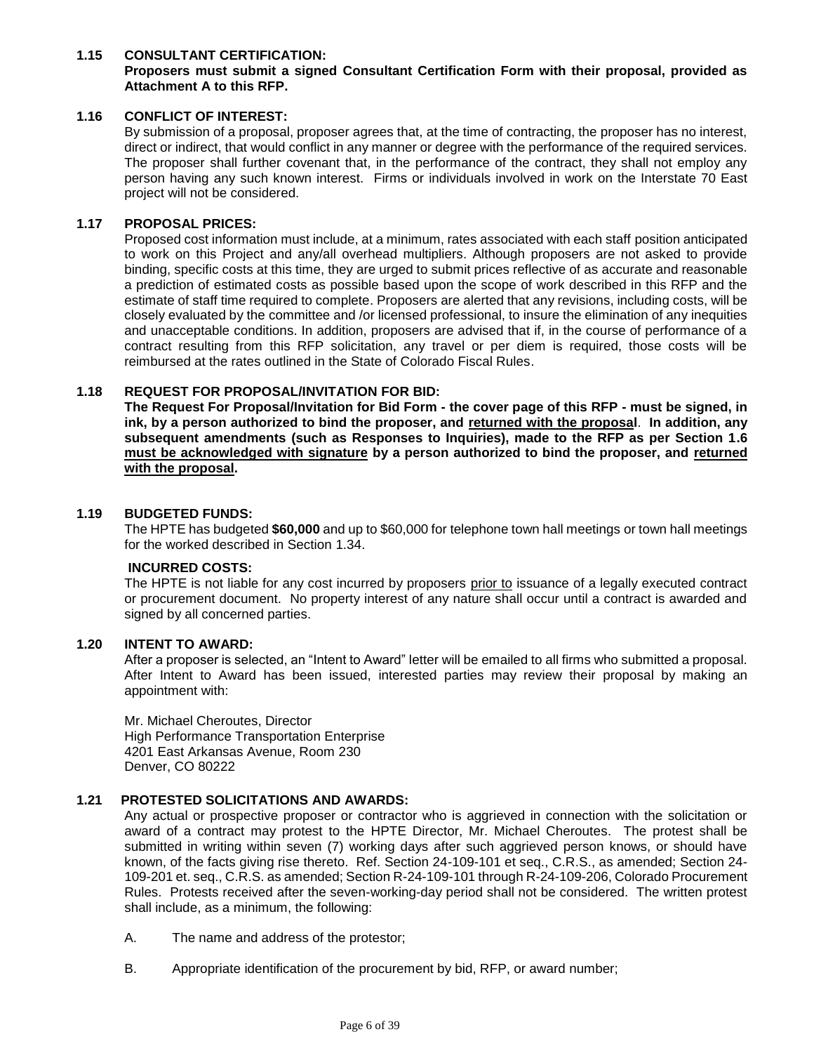### 1.15 CONSULTANT CERTIFICATION:

**Proposers must submit a signed Consultant Certification Form with their proposal, provided as Attachment A to this RFP.**

### 1.16 CONFLICT OF INTEREST:

By submission of a proposal, proposer agrees that, at the time of contracting, the proposer has no interest, direct or indirect, that would conflict in any manner or degree with the performance of the required services. The proposer shall further covenant that, in the performance of the contract, they shall not employ any person having any such known interest. Firms or individuals involved in work on the Interstate 70 East project will not be considered.

### 1.17 PROPOSAL PRICES:

Proposed cost information must include, at a minimum, rates associated with each staff position anticipated to work on this Project and any/all overhead multipliers. Although proposers are not asked to provide binding, specific costs at this time, they are urged to submit prices reflective of as accurate and reasonable a prediction of estimated costs as possible based upon the scope of work described in this RFP and the estimate of staff time required to complete. Proposers are alerted that any revisions, including costs, will be closely evaluated by the committee and /or licensed professional, to insure the elimination of any inequities and unacceptable conditions. In addition, proposers are advised that if, in the course of performance of a contract resulting from this RFP solicitation, any travel or per diem is required, those costs will be reimbursed at the rates outlined in the State of Colorado Fiscal Rules.

### 1.18 REQUEST FOR PROPOSAL/INVITATION FOR BID:

**The Request For Proposal/Invitation for Bid Form - the cover page of this RFP - must be signed, in ink, by a person authorized to bind the proposer, and <u>returned with the proposal</u>. In addition, any subsequent amendments (such as Responses to Inquiries), made to the RFP as per Section 1.6 <u>must be acknowledged with signature</u> by a person authorized to bind the proposer, and <u>returned with the proposal</u>.**

### 1.19 BUDGETED FUNDS:

The HPTE has budgeted **$60,000** and up to $60,000 for telephone town hall meetings or town hall meetings for the worked described in Section 1.34.

**INCURRED COSTS:**

The HPTE is not liable for any cost incurred by proposers <u>prior to</u> issuance of a legally executed contract or procurement document. No property interest of any nature shall occur until a contract is awarded and signed by all concerned parties.

### 1.20 INTENT TO AWARD:

After a proposer is selected, an "Intent to Award" letter will be emailed to all firms who submitted a proposal. After Intent to Award has been issued, interested parties may review their proposal by making an appointment with:

Mr. Michael Cheroutes, Director
High Performance Transportation Enterprise
4201 East Arkansas Avenue, Room 230
Denver, CO 80222

### 1.21 PROTESTED SOLICITATIONS AND AWARDS:

Any actual or prospective proposer or contractor who is aggrieved in connection with the solicitation or award of a contract may protest to the HPTE Director, Mr. Michael Cheroutes. The protest shall be submitted in writing within seven (7) working days after such aggrieved person knows, or should have known, of the facts giving rise thereto. Ref. Section 24-109-101 et seq., C.R.S., as amended; Section 24-109-201 et. seq., C.R.S. as amended; Section R-24-109-101 through R-24-109-206, Colorado Procurement Rules. Protests received after the seven-working-day period shall not be considered. The written protest shall include, as a minimum, the following:

A. The name and address of the protestor;

B. Appropriate identification of the procurement by bid, RFP, or award number;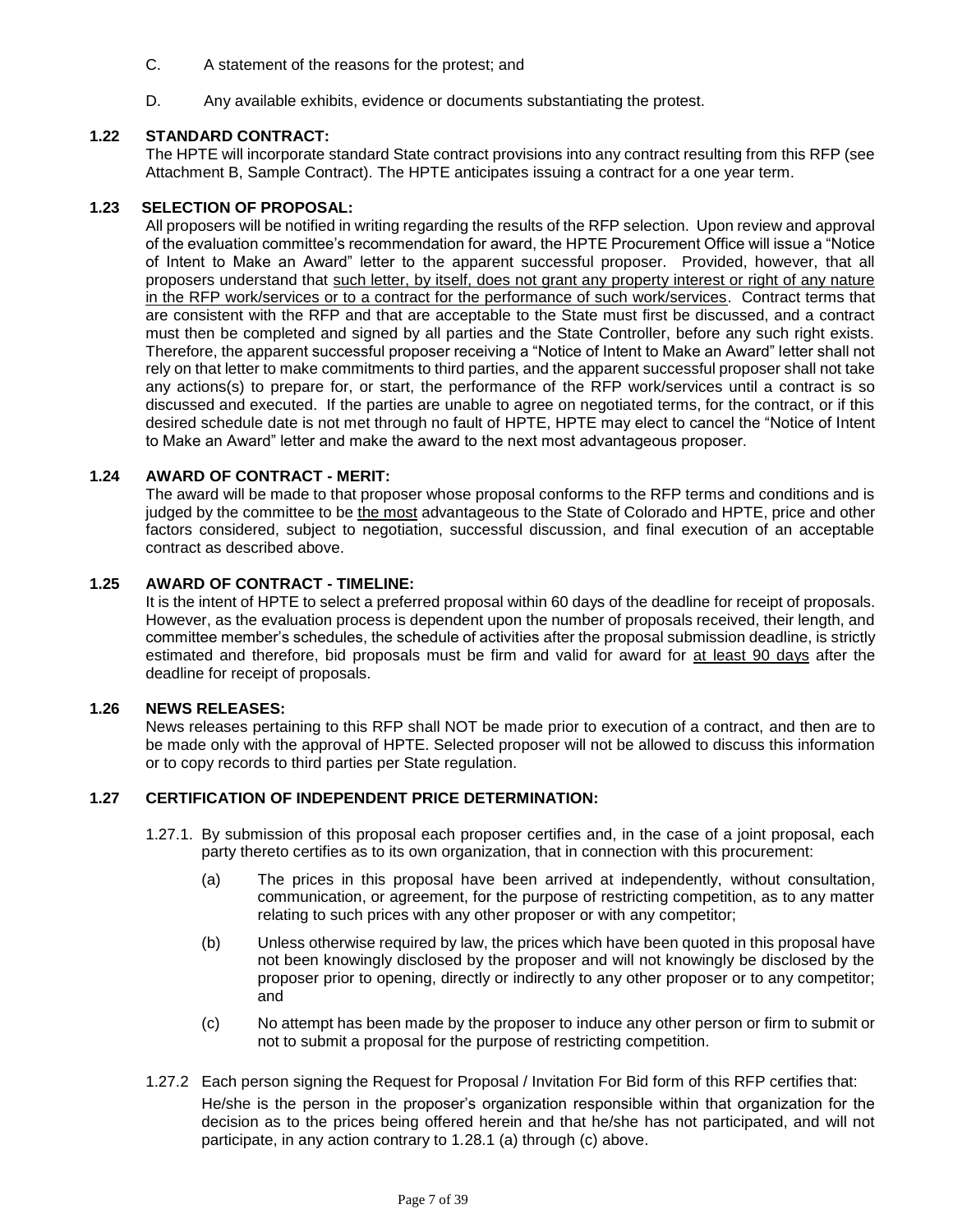C. A statement of the reasons for the protest; and

D. Any available exhibits, evidence or documents substantiating the protest.

### 1.22 STANDARD CONTRACT:

The HPTE will incorporate standard State contract provisions into any contract resulting from this RFP (see Attachment B, Sample Contract). The HPTE anticipates issuing a contract for a one year term.

### 1.23 SELECTION OF PROPOSAL:

All proposers will be notified in writing regarding the results of the RFP selection. Upon review and approval of the evaluation committee's recommendation for award, the HPTE Procurement Office will issue a "Notice of Intent to Make an Award" letter to the apparent successful proposer. Provided, however, that all proposers understand that such letter, by itself, does not grant any property interest or right of any nature in the RFP work/services or to a contract for the performance of such work/services. Contract terms that are consistent with the RFP and that are acceptable to the State must first be discussed, and a contract must then be completed and signed by all parties and the State Controller, before any such right exists. Therefore, the apparent successful proposer receiving a "Notice of Intent to Make an Award" letter shall not rely on that letter to make commitments to third parties, and the apparent successful proposer shall not take any actions(s) to prepare for, or start, the performance of the RFP work/services until a contract is so discussed and executed. If the parties are unable to agree on negotiated terms, for the contract, or if this desired schedule date is not met through no fault of HPTE, HPTE may elect to cancel the "Notice of Intent to Make an Award" letter and make the award to the next most advantageous proposer.

### 1.24 AWARD OF CONTRACT - MERIT:

The award will be made to that proposer whose proposal conforms to the RFP terms and conditions and is judged by the committee to be the most advantageous to the State of Colorado and HPTE, price and other factors considered, subject to negotiation, successful discussion, and final execution of an acceptable contract as described above.

### 1.25 AWARD OF CONTRACT - TIMELINE:

It is the intent of HPTE to select a preferred proposal within 60 days of the deadline for receipt of proposals. However, as the evaluation process is dependent upon the number of proposals received, their length, and committee member's schedules, the schedule of activities after the proposal submission deadline, is strictly estimated and therefore, bid proposals must be firm and valid for award for at least 90 days after the deadline for receipt of proposals.

### 1.26 NEWS RELEASES:

News releases pertaining to this RFP shall NOT be made prior to execution of a contract, and then are to be made only with the approval of HPTE. Selected proposer will not be allowed to discuss this information or to copy records to third parties per State regulation.

### 1.27 CERTIFICATION OF INDEPENDENT PRICE DETERMINATION:

1.27.1. By submission of this proposal each proposer certifies and, in the case of a joint proposal, each party thereto certifies as to its own organization, that in connection with this procurement:

(a) The prices in this proposal have been arrived at independently, without consultation, communication, or agreement, for the purpose of restricting competition, as to any matter relating to such prices with any other proposer or with any competitor;

(b) Unless otherwise required by law, the prices which have been quoted in this proposal have not been knowingly disclosed by the proposer and will not knowingly be disclosed by the proposer prior to opening, directly or indirectly to any other proposer or to any competitor; and

(c) No attempt has been made by the proposer to induce any other person or firm to submit or not to submit a proposal for the purpose of restricting competition.

1.27.2 Each person signing the Request for Proposal / Invitation For Bid form of this RFP certifies that:

He/she is the person in the proposer's organization responsible within that organization for the decision as to the prices being offered herein and that he/she has not participated, and will not participate, in any action contrary to 1.28.1 (a) through (c) above.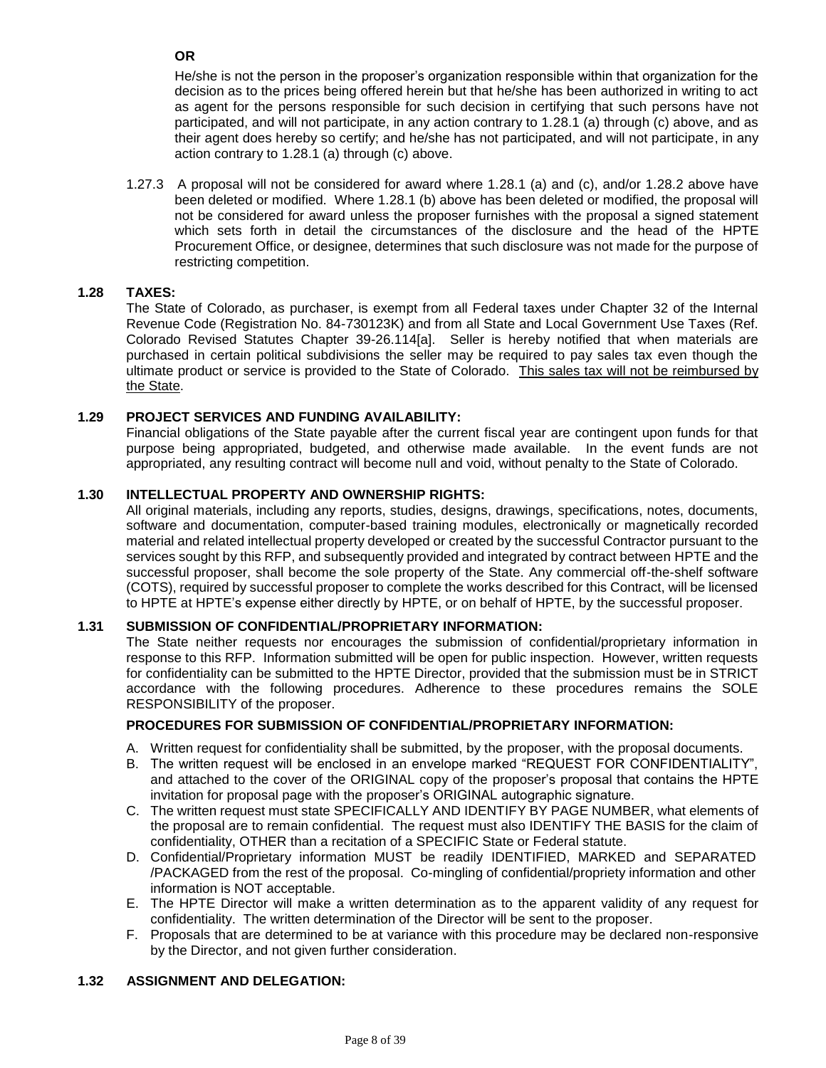**OR**

He/she is not the person in the proposer's organization responsible within that organization for the decision as to the prices being offered herein but that he/she has been authorized in writing to act as agent for the persons responsible for such decision in certifying that such persons have not participated, and will not participate, in any action contrary to 1.28.1 (a) through (c) above, and as their agent does hereby so certify; and he/she has not participated, and will not participate, in any action contrary to 1.28.1 (a) through (c) above.

1.27.3 A proposal will not be considered for award where 1.28.1 (a) and (c), and/or 1.28.2 above have been deleted or modified. Where 1.28.1 (b) above has been deleted or modified, the proposal will not be considered for award unless the proposer furnishes with the proposal a signed statement which sets forth in detail the circumstances of the disclosure and the head of the HPTE Procurement Office, or designee, determines that such disclosure was not made for the purpose of restricting competition.

### 1.28 TAXES:

The State of Colorado, as purchaser, is exempt from all Federal taxes under Chapter 32 of the Internal Revenue Code (Registration No. 84-730123K) and from all State and Local Government Use Taxes (Ref. Colorado Revised Statutes Chapter 39-26.114[a]. Seller is hereby notified that when materials are purchased in certain political subdivisions the seller may be required to pay sales tax even though the ultimate product or service is provided to the State of Colorado. <u>This sales tax will not be reimbursed by the State</u>.

### 1.29 PROJECT SERVICES AND FUNDING AVAILABILITY:

Financial obligations of the State payable after the current fiscal year are contingent upon funds for that purpose being appropriated, budgeted, and otherwise made available. In the event funds are not appropriated, any resulting contract will become null and void, without penalty to the State of Colorado.

### 1.30 INTELLECTUAL PROPERTY AND OWNERSHIP RIGHTS:

All original materials, including any reports, studies, designs, drawings, specifications, notes, documents, software and documentation, computer-based training modules, electronically or magnetically recorded material and related intellectual property developed or created by the successful Contractor pursuant to the services sought by this RFP, and subsequently provided and integrated by contract between HPTE and the successful proposer, shall become the sole property of the State. Any commercial off-the-shelf software (COTS), required by successful proposer to complete the works described for this Contract, will be licensed to HPTE at HPTE's expense either directly by HPTE, or on behalf of HPTE, by the successful proposer.

### 1.31 SUBMISSION OF CONFIDENTIAL/PROPRIETARY INFORMATION:

The State neither requests nor encourages the submission of confidential/proprietary information in response to this RFP. Information submitted will be open for public inspection. However, written requests for confidentiality can be submitted to the HPTE Director, provided that the submission must be in STRICT accordance with the following procedures. Adherence to these procedures remains the SOLE RESPONSIBILITY of the proposer.

**PROCEDURES FOR SUBMISSION OF CONFIDENTIAL/PROPRIETARY INFORMATION:**

A. Written request for confidentiality shall be submitted, by the proposer, with the proposal documents.
B. The written request will be enclosed in an envelope marked "REQUEST FOR CONFIDENTIALITY", and attached to the cover of the ORIGINAL copy of the proposer's proposal that contains the HPTE invitation for proposal page with the proposer's ORIGINAL autographic signature.
C. The written request must state SPECIFICALLY AND IDENTIFY BY PAGE NUMBER, what elements of the proposal are to remain confidential. The request must also IDENTIFY THE BASIS for the claim of confidentiality, OTHER than a recitation of a SPECIFIC State or Federal statute.
D. Confidential/Proprietary information MUST be readily IDENTIFIED, MARKED and SEPARATED /PACKAGED from the rest of the proposal. Co-mingling of confidential/propriety information and other information is NOT acceptable.
E. The HPTE Director will make a written determination as to the apparent validity of any request for confidentiality. The written determination of the Director will be sent to the proposer.
F. Proposals that are determined to be at variance with this procedure may be declared non-responsive by the Director, and not given further consideration.

### 1.32 ASSIGNMENT AND DELEGATION: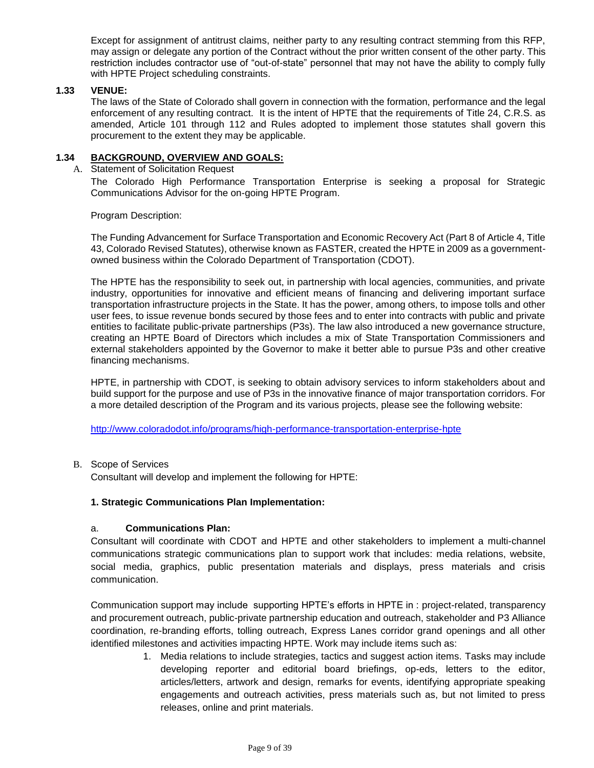Except for assignment of antitrust claims, neither party to any resulting contract stemming from this RFP, may assign or delegate any portion of the Contract without the prior written consent of the other party. This restriction includes contractor use of "out-of-state" personnel that may not have the ability to comply fully with HPTE Project scheduling constraints.

**1.33 VENUE:**

The laws of the State of Colorado shall govern in connection with the formation, performance and the legal enforcement of any resulting contract. It is the intent of HPTE that the requirements of Title 24, C.R.S. as amended, Article 101 through 112 and Rules adopted to implement those statutes shall govern this procurement to the extent they may be applicable.

**1.34 <u>BACKGROUND, OVERVIEW AND GOALS:</u>**

A. Statement of Solicitation Request

The Colorado High Performance Transportation Enterprise is seeking a proposal for Strategic Communications Advisor for the on-going HPTE Program.

Program Description:

The Funding Advancement for Surface Transportation and Economic Recovery Act (Part 8 of Article 4, Title 43, Colorado Revised Statutes), otherwise known as FASTER, created the HPTE in 2009 as a government-owned business within the Colorado Department of Transportation (CDOT).

The HPTE has the responsibility to seek out, in partnership with local agencies, communities, and private industry, opportunities for innovative and efficient means of financing and delivering important surface transportation infrastructure projects in the State. It has the power, among others, to impose tolls and other user fees, to issue revenue bonds secured by those fees and to enter into contracts with public and private entities to facilitate public-private partnerships (P3s). The law also introduced a new governance structure, creating an HPTE Board of Directors which includes a mix of State Transportation Commissioners and external stakeholders appointed by the Governor to make it better able to pursue P3s and other creative financing mechanisms.

HPTE, in partnership with CDOT, is seeking to obtain advisory services to inform stakeholders about and build support for the purpose and use of P3s in the innovative finance of major transportation corridors. For a more detailed description of the Program and its various projects, please see the following website:

http://www.coloradodot.info/programs/high-performance-transportation-enterprise-hpte

B. Scope of Services

Consultant will develop and implement the following for HPTE:

**1. Strategic Communications Plan Implementation:**

a. **Communications Plan:**

Consultant will coordinate with CDOT and HPTE and other stakeholders to implement a multi-channel communications strategic communications plan to support work that includes: media relations, website, social media, graphics, public presentation materials and displays, press materials and crisis communication.

Communication support may include supporting HPTE's efforts in HPTE in : project-related, transparency and procurement outreach, public-private partnership education and outreach, stakeholder and P3 Alliance coordination, re-branding efforts, tolling outreach, Express Lanes corridor grand openings and all other identified milestones and activities impacting HPTE. Work may include items such as:

1. Media relations to include strategies, tactics and suggest action items. Tasks may include developing reporter and editorial board briefings, op-eds, letters to the editor, articles/letters, artwork and design, remarks for events, identifying appropriate speaking engagements and outreach activities, press materials such as, but not limited to press releases, online and print materials.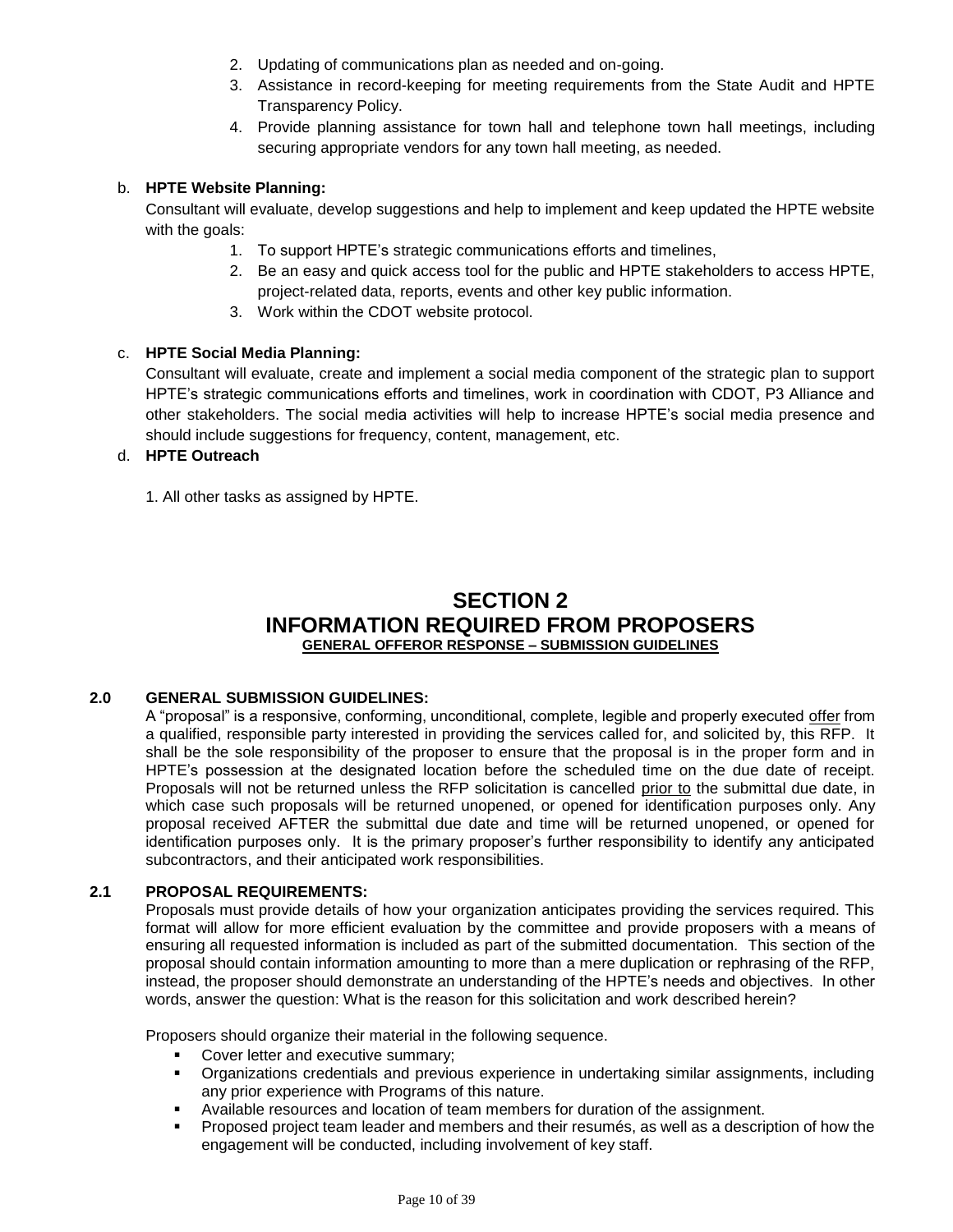2. Updating of communications plan as needed and on-going.
3. Assistance in record-keeping for meeting requirements from the State Audit and HPTE Transparency Policy.
4. Provide planning assistance for town hall and telephone town hall meetings, including securing appropriate vendors for any town hall meeting, as needed.

b. **HPTE Website Planning:**
Consultant will evaluate, develop suggestions and help to implement and keep updated the HPTE website with the goals:

1. To support HPTE's strategic communications efforts and timelines,
2. Be an easy and quick access tool for the public and HPTE stakeholders to access HPTE, project-related data, reports, events and other key public information.
3. Work within the CDOT website protocol.

c. **HPTE Social Media Planning:**
Consultant will evaluate, create and implement a social media component of the strategic plan to support HPTE's strategic communications efforts and timelines, work in coordination with CDOT, P3 Alliance and other stakeholders. The social media activities will help to increase HPTE's social media presence and should include suggestions for frequency, content, management, etc.

d. **HPTE Outreach**

1. All other tasks as assigned by HPTE.

# SECTION 2
# INFORMATION REQUIRED FROM PROPOSERS
**GENERAL OFFEROR RESPONSE – SUBMISSION GUIDELINES**

### 2.0 GENERAL SUBMISSION GUIDELINES:

A "proposal" is a responsive, conforming, unconditional, complete, legible and properly executed offer from a qualified, responsible party interested in providing the services called for, and solicited by, this RFP. It shall be the sole responsibility of the proposer to ensure that the proposal is in the proper form and in HPTE's possession at the designated location before the scheduled time on the due date of receipt. Proposals will not be returned unless the RFP solicitation is cancelled prior to the submittal due date, in which case such proposals will be returned unopened, or opened for identification purposes only. Any proposal received AFTER the submittal due date and time will be returned unopened, or opened for identification purposes only. It is the primary proposer's further responsibility to identify any anticipated subcontractors, and their anticipated work responsibilities.

### 2.1 PROPOSAL REQUIREMENTS:

Proposals must provide details of how your organization anticipates providing the services required. This format will allow for more efficient evaluation by the committee and provide proposers with a means of ensuring all requested information is included as part of the submitted documentation. This section of the proposal should contain information amounting to more than a mere duplication or rephrasing of the RFP, instead, the proposer should demonstrate an understanding of the HPTE's needs and objectives. In other words, answer the question: What is the reason for this solicitation and work described herein?

Proposers should organize their material in the following sequence.

- Cover letter and executive summary;
- Organizations credentials and previous experience in undertaking similar assignments, including any prior experience with Programs of this nature.
- Available resources and location of team members for duration of the assignment.
- Proposed project team leader and members and their resumés, as well as a description of how the engagement will be conducted, including involvement of key staff.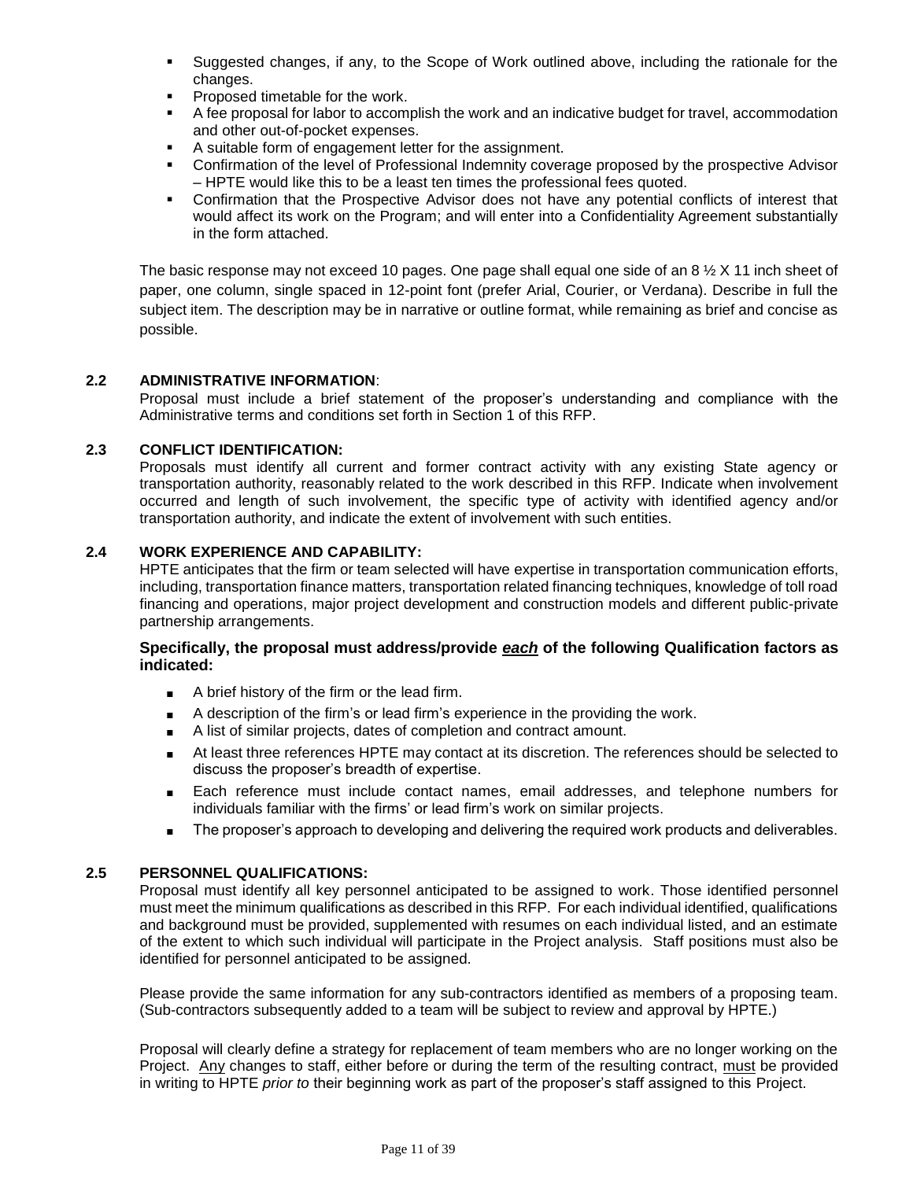- Suggested changes, if any, to the Scope of Work outlined above, including the rationale for the changes.
- Proposed timetable for the work.
- A fee proposal for labor to accomplish the work and an indicative budget for travel, accommodation and other out-of-pocket expenses.
- A suitable form of engagement letter for the assignment.
- Confirmation of the level of Professional Indemnity coverage proposed by the prospective Advisor – HPTE would like this to be a least ten times the professional fees quoted.
- Confirmation that the Prospective Advisor does not have any potential conflicts of interest that would affect its work on the Program; and will enter into a Confidentiality Agreement substantially in the form attached.

The basic response may not exceed 10 pages. One page shall equal one side of an 8 ½ X 11 inch sheet of paper, one column, single spaced in 12-point font (prefer Arial, Courier, or Verdana). Describe in full the subject item. The description may be in narrative or outline format, while remaining as brief and concise as possible.

### 2.2 ADMINISTRATIVE INFORMATION:

Proposal must include a brief statement of the proposer's understanding and compliance with the Administrative terms and conditions set forth in Section 1 of this RFP.

### 2.3 CONFLICT IDENTIFICATION:

Proposals must identify all current and former contract activity with any existing State agency or transportation authority, reasonably related to the work described in this RFP. Indicate when involvement occurred and length of such involvement, the specific type of activity with identified agency and/or transportation authority, and indicate the extent of involvement with such entities.

### 2.4 WORK EXPERIENCE AND CAPABILITY:

HPTE anticipates that the firm or team selected will have expertise in transportation communication efforts, including, transportation finance matters, transportation related financing techniques, knowledge of toll road financing and operations, major project development and construction models and different public-private partnership arrangements.

**Specifically, the proposal must address/provide _each_ of the following Qualification factors as indicated:**

- A brief history of the firm or the lead firm.
- A description of the firm's or lead firm's experience in the providing the work.
- A list of similar projects, dates of completion and contract amount.
- At least three references HPTE may contact at its discretion. The references should be selected to discuss the proposer's breadth of expertise.
- Each reference must include contact names, email addresses, and telephone numbers for individuals familiar with the firms' or lead firm's work on similar projects.
- The proposer's approach to developing and delivering the required work products and deliverables.

### 2.5 PERSONNEL QUALIFICATIONS:

Proposal must identify all key personnel anticipated to be assigned to work. Those identified personnel must meet the minimum qualifications as described in this RFP. For each individual identified, qualifications and background must be provided, supplemented with resumes on each individual listed, and an estimate of the extent to which such individual will participate in the Project analysis. Staff positions must also be identified for personnel anticipated to be assigned.

Please provide the same information for any sub-contractors identified as members of a proposing team. (Sub-contractors subsequently added to a team will be subject to review and approval by HPTE.)

Proposal will clearly define a strategy for replacement of team members who are no longer working on the Project. Any changes to staff, either before or during the term of the resulting contract, must be provided in writing to HPTE *prior to* their beginning work as part of the proposer's staff assigned to this Project.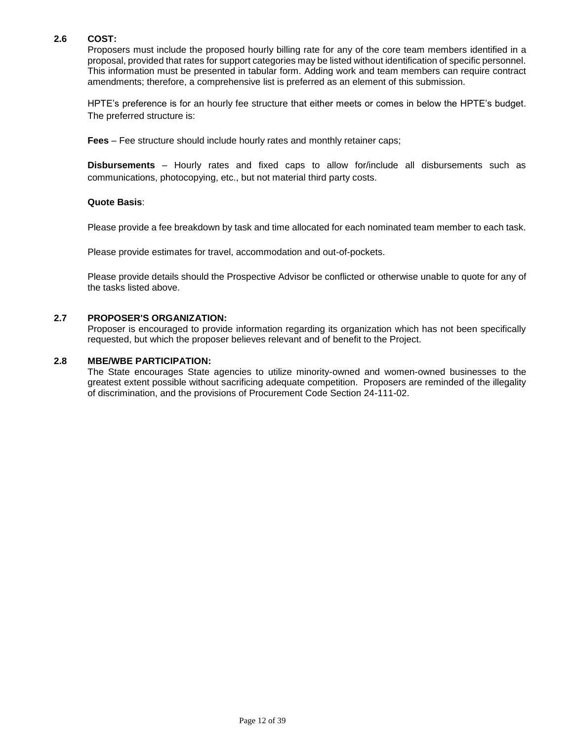### 2.6 COST:

Proposers must include the proposed hourly billing rate for any of the core team members identified in a proposal, provided that rates for support categories may be listed without identification of specific personnel. This information must be presented in tabular form. Adding work and team members can require contract amendments; therefore, a comprehensive list is preferred as an element of this submission.

HPTE's preference is for an hourly fee structure that either meets or comes in below the HPTE's budget. The preferred structure is:

**Fees** – Fee structure should include hourly rates and monthly retainer caps;

**Disbursements** – Hourly rates and fixed caps to allow for/include all disbursements such as communications, photocopying, etc., but not material third party costs.

**Quote Basis**:

Please provide a fee breakdown by task and time allocated for each nominated team member to each task.

Please provide estimates for travel, accommodation and out-of-pockets.

Please provide details should the Prospective Advisor be conflicted or otherwise unable to quote for any of the tasks listed above.

### 2.7 PROPOSER'S ORGANIZATION:

Proposer is encouraged to provide information regarding its organization which has not been specifically requested, but which the proposer believes relevant and of benefit to the Project.

### 2.8 MBE/WBE PARTICIPATION:

The State encourages State agencies to utilize minority-owned and women-owned businesses to the greatest extent possible without sacrificing adequate competition. Proposers are reminded of the illegality of discrimination, and the provisions of Procurement Code Section 24-111-02.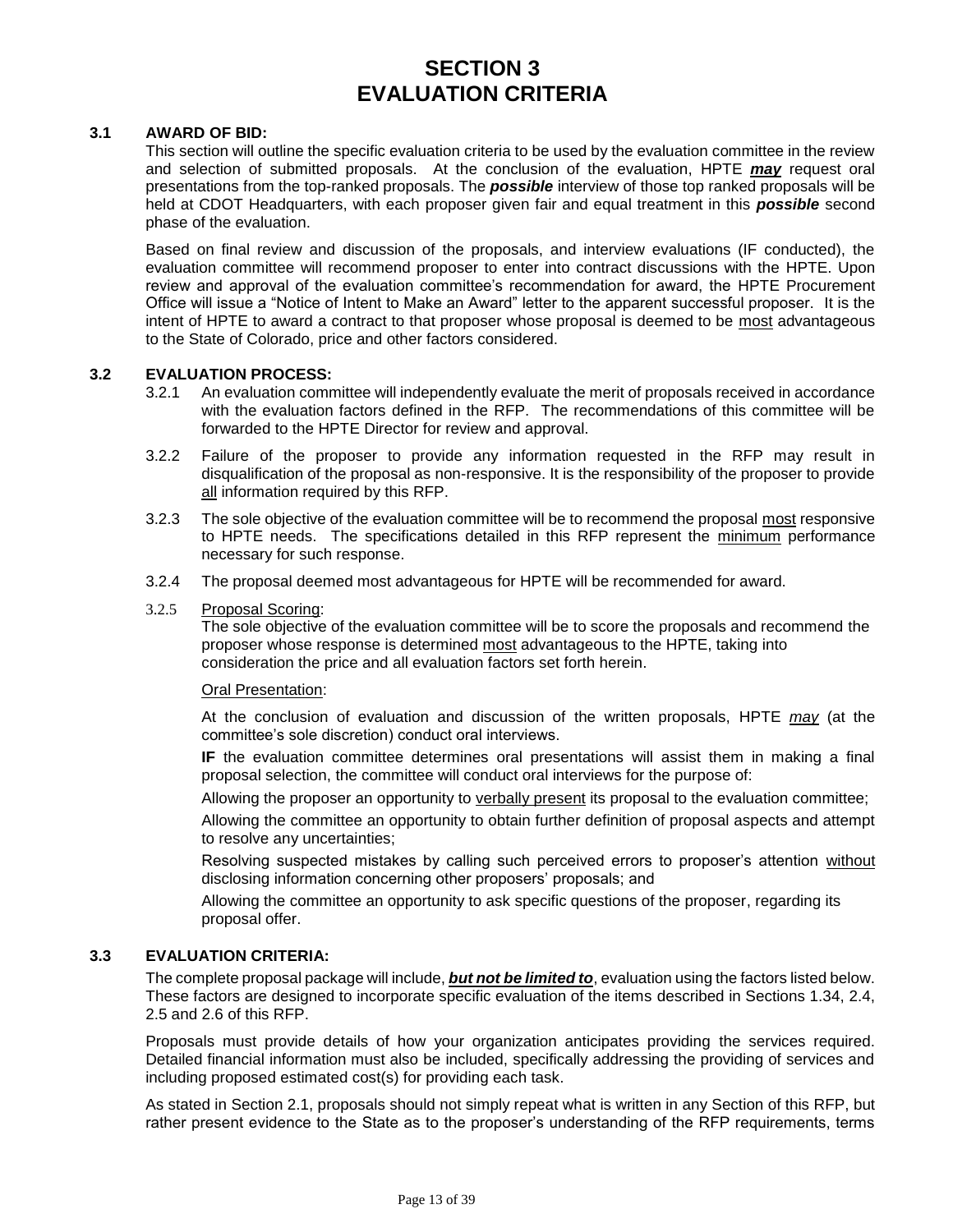# SECTION 3
# EVALUATION CRITERIA

### 3.1 AWARD OF BID:

This section will outline the specific evaluation criteria to be used by the evaluation committee in the review and selection of submitted proposals. At the conclusion of the evaluation, HPTE ***may*** request oral presentations from the top-ranked proposals. The ***possible*** interview of those top ranked proposals will be held at CDOT Headquarters, with each proposer given fair and equal treatment in this ***possible*** second phase of the evaluation.

Based on final review and discussion of the proposals, and interview evaluations (IF conducted), the evaluation committee will recommend proposer to enter into contract discussions with the HPTE. Upon review and approval of the evaluation committee's recommendation for award, the HPTE Procurement Office will issue a "Notice of Intent to Make an Award" letter to the apparent successful proposer. It is the intent of HPTE to award a contract to that proposer whose proposal is deemed to be most advantageous to the State of Colorado, price and other factors considered.

### 3.2 EVALUATION PROCESS:

3.2.1 An evaluation committee will independently evaluate the merit of proposals received in accordance with the evaluation factors defined in the RFP. The recommendations of this committee will be forwarded to the HPTE Director for review and approval.

3.2.2 Failure of the proposer to provide any information requested in the RFP may result in disqualification of the proposal as non-responsive. It is the responsibility of the proposer to provide all information required by this RFP.

3.2.3 The sole objective of the evaluation committee will be to recommend the proposal most responsive to HPTE needs. The specifications detailed in this RFP represent the minimum performance necessary for such response.

3.2.4 The proposal deemed most advantageous for HPTE will be recommended for award.

3.2.5 Proposal Scoring:

The sole objective of the evaluation committee will be to score the proposals and recommend the proposer whose response is determined most advantageous to the HPTE, taking into consideration the price and all evaluation factors set forth herein.

Oral Presentation:

At the conclusion of evaluation and discussion of the written proposals, HPTE *may* (at the committee's sole discretion) conduct oral interviews.

**IF** the evaluation committee determines oral presentations will assist them in making a final proposal selection, the committee will conduct oral interviews for the purpose of:

Allowing the proposer an opportunity to verbally present its proposal to the evaluation committee;

Allowing the committee an opportunity to obtain further definition of proposal aspects and attempt to resolve any uncertainties;

Resolving suspected mistakes by calling such perceived errors to proposer's attention without disclosing information concerning other proposers' proposals; and

Allowing the committee an opportunity to ask specific questions of the proposer, regarding its proposal offer.

### 3.3 EVALUATION CRITERIA:

The complete proposal package will include, ***but not be limited to***, evaluation using the factors listed below. These factors are designed to incorporate specific evaluation of the items described in Sections 1.34, 2.4, 2.5 and 2.6 of this RFP.

Proposals must provide details of how your organization anticipates providing the services required. Detailed financial information must also be included, specifically addressing the providing of services and including proposed estimated cost(s) for providing each task.

As stated in Section 2.1, proposals should not simply repeat what is written in any Section of this RFP, but rather present evidence to the State as to the proposer's understanding of the RFP requirements, terms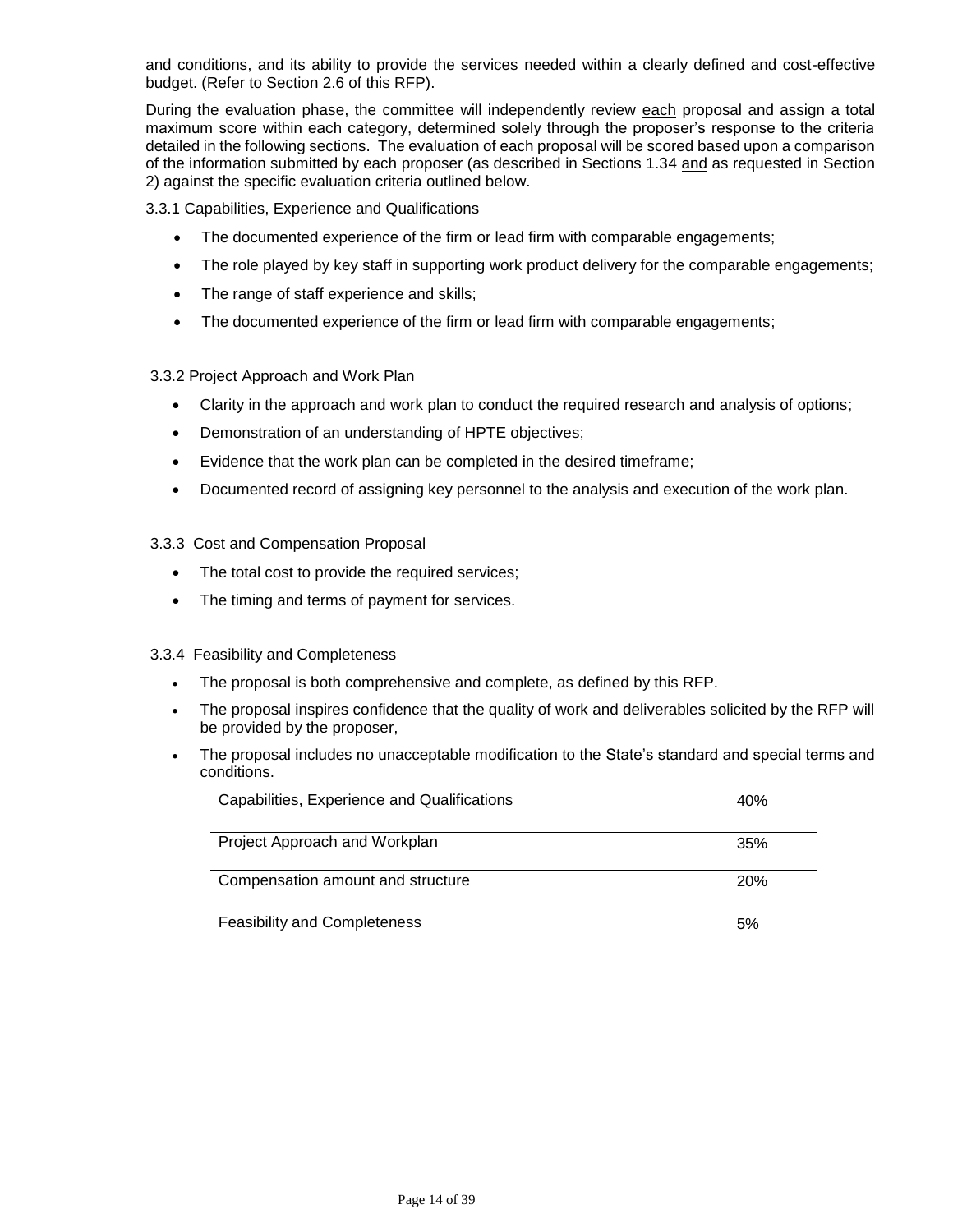and conditions, and its ability to provide the services needed within a clearly defined and cost-effective budget. (Refer to Section 2.6 of this RFP).

During the evaluation phase, the committee will independently review each proposal and assign a total maximum score within each category, determined solely through the proposer's response to the criteria detailed in the following sections. The evaluation of each proposal will be scored based upon a comparison of the information submitted by each proposer (as described in Sections 1.34 and as requested in Section 2) against the specific evaluation criteria outlined below.

3.3.1 Capabilities, Experience and Qualifications

- The documented experience of the firm or lead firm with comparable engagements;
- The role played by key staff in supporting work product delivery for the comparable engagements;
- The range of staff experience and skills;
- The documented experience of the firm or lead firm with comparable engagements;

3.3.2 Project Approach and Work Plan

- Clarity in the approach and work plan to conduct the required research and analysis of options;
- Demonstration of an understanding of HPTE objectives;
- Evidence that the work plan can be completed in the desired timeframe;
- Documented record of assigning key personnel to the analysis and execution of the work plan.

3.3.3 Cost and Compensation Proposal

- The total cost to provide the required services;
- The timing and terms of payment for services.

3.3.4 Feasibility and Completeness

- The proposal is both comprehensive and complete, as defined by this RFP.
- The proposal inspires confidence that the quality of work and deliverables solicited by the RFP will be provided by the proposer,
- The proposal includes no unacceptable modification to the State's standard and special terms and conditions.

| Criteria | Weight |
|---|---|
| Capabilities, Experience and Qualifications | 40% |
| Project Approach and Workplan | 35% |
| Compensation amount and structure | 20% |
| Feasibility and Completeness | 5% |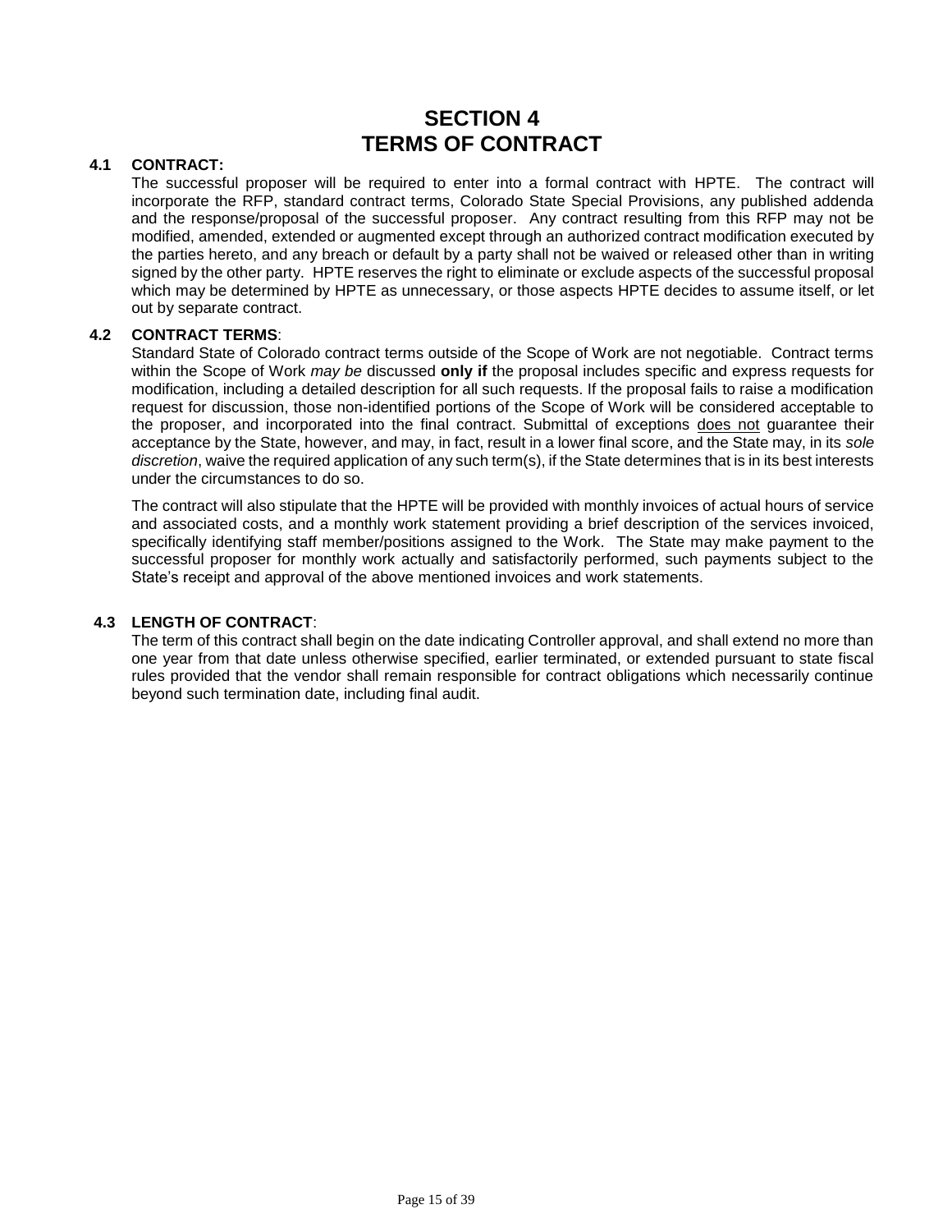# SECTION 4
# TERMS OF CONTRACT

**4.1 CONTRACT:**

The successful proposer will be required to enter into a formal contract with HPTE. The contract will incorporate the RFP, standard contract terms, Colorado State Special Provisions, any published addenda and the response/proposal of the successful proposer. Any contract resulting from this RFP may not be modified, amended, extended or augmented except through an authorized contract modification executed by the parties hereto, and any breach or default by a party shall not be waived or released other than in writing signed by the other party. HPTE reserves the right to eliminate or exclude aspects of the successful proposal which may be determined by HPTE as unnecessary, or those aspects HPTE decides to assume itself, or let out by separate contract.

**4.2 CONTRACT TERMS**:

Standard State of Colorado contract terms outside of the Scope of Work are not negotiable. Contract terms within the Scope of Work *may be* discussed **only if** the proposal includes specific and express requests for modification, including a detailed description for all such requests. If the proposal fails to raise a modification request for discussion, those non-identified portions of the Scope of Work will be considered acceptable to the proposer, and incorporated into the final contract. Submittal of exceptions <u>does not</u> guarantee their acceptance by the State, however, and may, in fact, result in a lower final score, and the State may, in its *sole discretion*, waive the required application of any such term(s), if the State determines that is in its best interests under the circumstances to do so.

The contract will also stipulate that the HPTE will be provided with monthly invoices of actual hours of service and associated costs, and a monthly work statement providing a brief description of the services invoiced, specifically identifying staff member/positions assigned to the Work. The State may make payment to the successful proposer for monthly work actually and satisfactorily performed, such payments subject to the State's receipt and approval of the above mentioned invoices and work statements.

**4.3 LENGTH OF CONTRACT**:

The term of this contract shall begin on the date indicating Controller approval, and shall extend no more than one year from that date unless otherwise specified, earlier terminated, or extended pursuant to state fiscal rules provided that the vendor shall remain responsible for contract obligations which necessarily continue beyond such termination date, including final audit.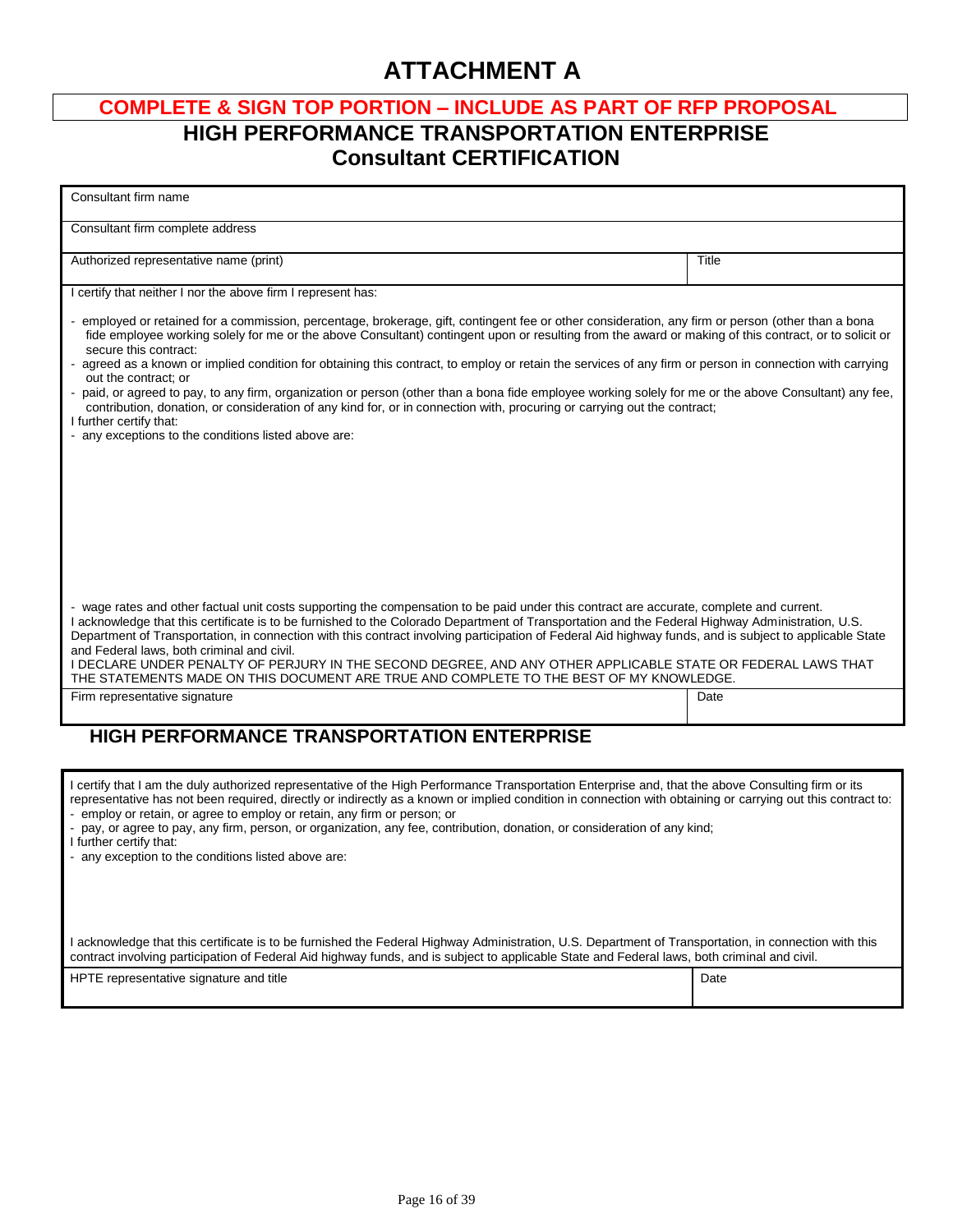# ATTACHMENT A

**COMPLETE & SIGN TOP PORTION – INCLUDE AS PART OF RFP PROPOSAL**

## HIGH PERFORMANCE TRANSPORTATION ENTERPRISE
## Consultant CERTIFICATION

| Consultant firm name | |
|---|---|
| Consultant firm complete address | |
| Authorized representative name (print) | Title |

I certify that neither I nor the above firm I represent has:

- employed or retained for a commission, percentage, brokerage, gift, contingent fee or other consideration, any firm or person (other than a bona fide employee working solely for me or the above Consultant) contingent upon or resulting from the award or making of this contract, or to solicit or secure this contract:
- agreed as a known or implied condition for obtaining this contract, to employ or retain the services of any firm or person in connection with carrying out the contract; or
- paid, or agreed to pay, to any firm, organization or person (other than a bona fide employee working solely for me or the above Consultant) any fee, contribution, donation, or consideration of any kind for, or in connection with, procuring or carrying out the contract;

I further certify that:

- any exceptions to the conditions listed above are:

- wage rates and other factual unit costs supporting the compensation to be paid under this contract are accurate, complete and current.

I acknowledge that this certificate is to be furnished to the Colorado Department of Transportation and the Federal Highway Administration, U.S. Department of Transportation, in connection with this contract involving participation of Federal Aid highway funds, and is subject to applicable State and Federal laws, both criminal and civil.

I DECLARE UNDER PENALTY OF PERJURY IN THE SECOND DEGREE, AND ANY OTHER APPLICABLE STATE OR FEDERAL LAWS THAT THE STATEMENTS MADE ON THIS DOCUMENT ARE TRUE AND COMPLETE TO THE BEST OF MY KNOWLEDGE.

| Firm representative signature | Date |
|---|---|

## HIGH PERFORMANCE TRANSPORTATION ENTERPRISE

I certify that I am the duly authorized representative of the High Performance Transportation Enterprise and, that the above Consulting firm or its representative has not been required, directly or indirectly as a known or implied condition in connection with obtaining or carrying out this contract to:

- employ or retain, or agree to employ or retain, any firm or person; or
- pay, or agree to pay, any firm, person, or organization, any fee, contribution, donation, or consideration of any kind;

I further certify that:

- any exception to the conditions listed above are:

I acknowledge that this certificate is to be furnished the Federal Highway Administration, U.S. Department of Transportation, in connection with this contract involving participation of Federal Aid highway funds, and is subject to applicable State and Federal laws, both criminal and civil.

| HPTE representative signature and title | Date |
|---|---|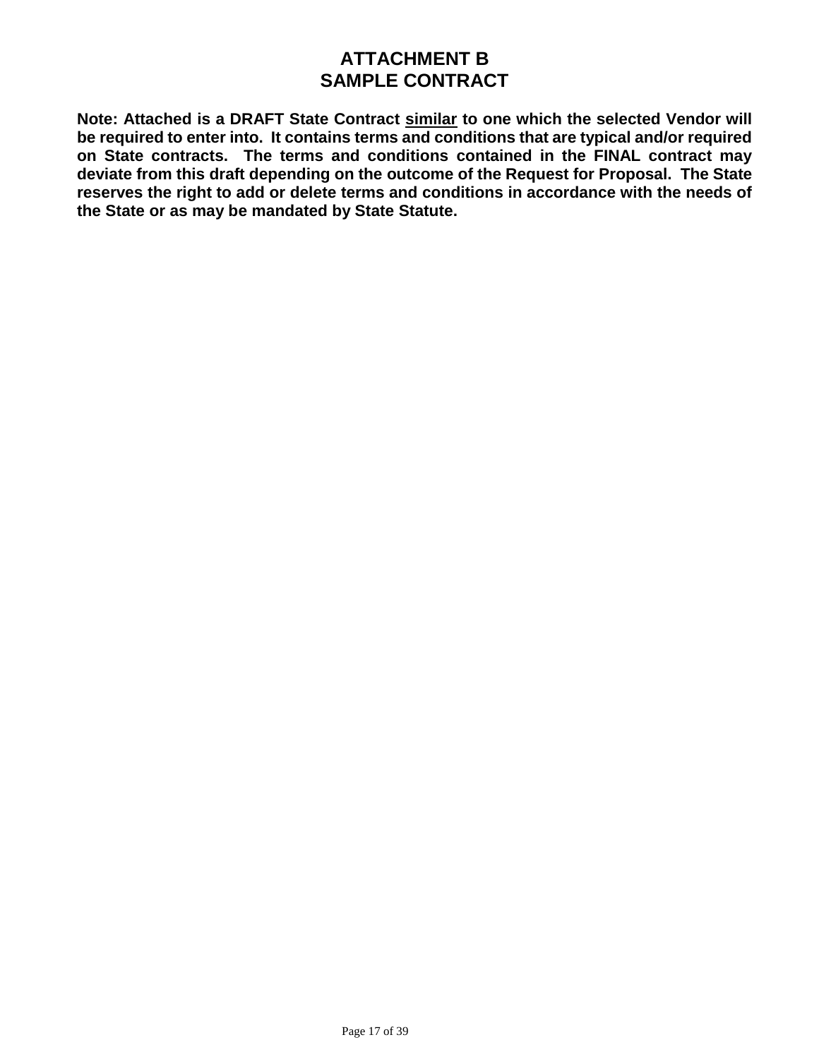# ATTACHMENT B
# SAMPLE CONTRACT

**Note: Attached is a DRAFT State Contract <u>similar</u> to one which the selected Vendor will be required to enter into. It contains terms and conditions that are typical and/or required on State contracts. The terms and conditions contained in the FINAL contract may deviate from this draft depending on the outcome of the Request for Proposal. The State reserves the right to add or delete terms and conditions in accordance with the needs of the State or as may be mandated by State Statute.**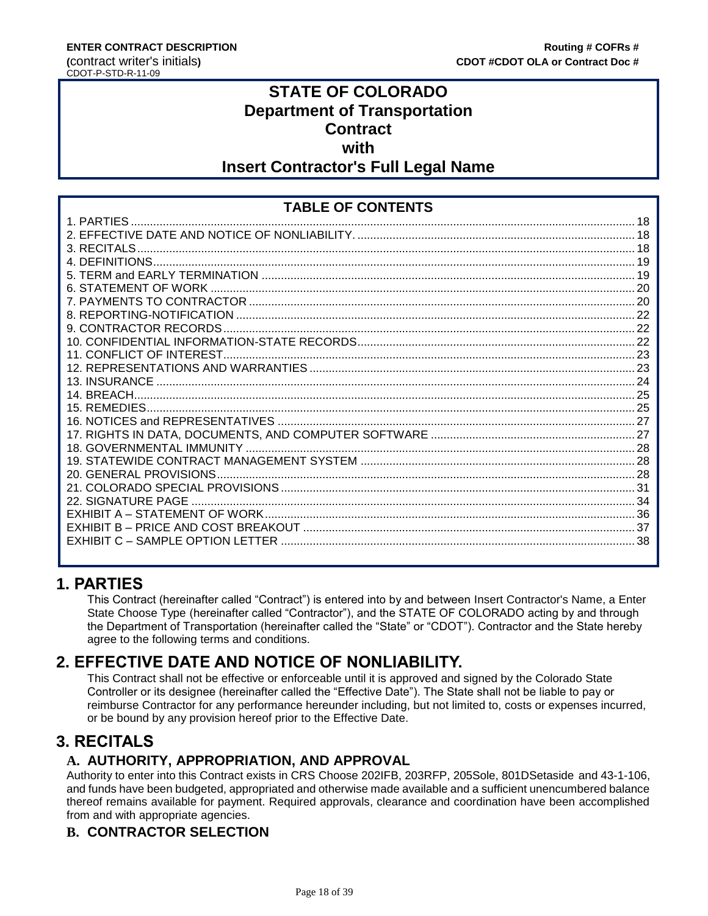**ENTER CONTRACT DESCRIPTION** **Routing # COFRs #**
**(**contract writer's initials**)** **CDOT #CDOT OLA or Contract Doc #**
CDOT-P-STD-R-11-09

# STATE OF COLORADO
# Department of Transportation
# Contract
# with
# Insert Contractor's Full Legal Name

## TABLE OF CONTENTS

1. PARTIES ..... 18
2. EFFECTIVE DATE AND NOTICE OF NONLIABILITY. ..... 18
3. RECITALS ..... 18
4. DEFINITIONS ..... 19
5. TERM and EARLY TERMINATION ..... 19
6. STATEMENT OF WORK ..... 20
7. PAYMENTS TO CONTRACTOR ..... 20
8. REPORTING-NOTIFICATION ..... 22
9. CONTRACTOR RECORDS ..... 22
10. CONFIDENTIAL INFORMATION-STATE RECORDS ..... 22
11. CONFLICT OF INTEREST ..... 23
12. REPRESENTATIONS AND WARRANTIES ..... 23
13. INSURANCE ..... 24
14. BREACH ..... 25
15. REMEDIES ..... 25
16. NOTICES and REPRESENTATIVES ..... 27
17. RIGHTS IN DATA, DOCUMENTS, AND COMPUTER SOFTWARE ..... 27
18. GOVERNMENTAL IMMUNITY ..... 28
19. STATEWIDE CONTRACT MANAGEMENT SYSTEM ..... 28
20. GENERAL PROVISIONS ..... 28
21. COLORADO SPECIAL PROVISIONS ..... 31
22. SIGNATURE PAGE ..... 34

EXHIBIT A – STATEMENT OF WORK ..... 36
EXHIBIT B – PRICE AND COST BREAKOUT ..... 37
EXHIBIT C – SAMPLE OPTION LETTER ..... 38

## 1. PARTIES

This Contract (hereinafter called "Contract") is entered into by and between Insert Contractor's Name, a Enter State Choose Type (hereinafter called "Contractor"), and the STATE OF COLORADO acting by and through the Department of Transportation (hereinafter called the "State" or "CDOT"). Contractor and the State hereby agree to the following terms and conditions.

## 2. EFFECTIVE DATE AND NOTICE OF NONLIABILITY.

This Contract shall not be effective or enforceable until it is approved and signed by the Colorado State Controller or its designee (hereinafter called the "Effective Date"). The State shall not be liable to pay or reimburse Contractor for any performance hereunder including, but not limited to, costs or expenses incurred, or be bound by any provision hereof prior to the Effective Date.

## 3. RECITALS

### A. AUTHORITY, APPROPRIATION, AND APPROVAL

Authority to enter into this Contract exists in CRS Choose 202IFB, 203RFP, 205Sole, 801DSetaside and 43-1-106, and funds have been budgeted, appropriated and otherwise made available and a sufficient unencumbered balance thereof remains available for payment. Required approvals, clearance and coordination have been accomplished from and with appropriate agencies.

### B. CONTRACTOR SELECTION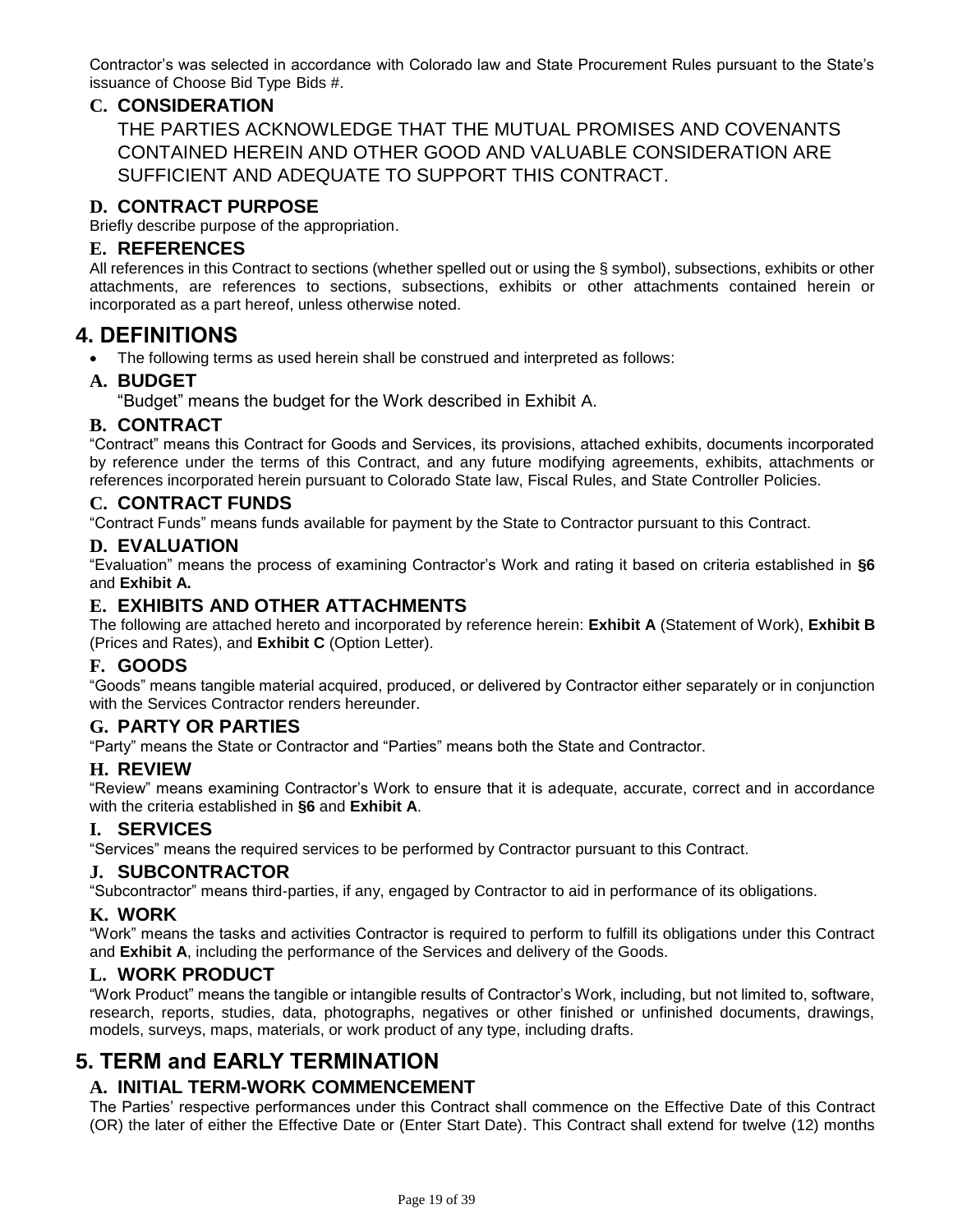Contractor's was selected in accordance with Colorado law and State Procurement Rules pursuant to the State's issuance of Choose Bid Type Bids #.

### C. CONSIDERATION

THE PARTIES ACKNOWLEDGE THAT THE MUTUAL PROMISES AND COVENANTS CONTAINED HEREIN AND OTHER GOOD AND VALUABLE CONSIDERATION ARE SUFFICIENT AND ADEQUATE TO SUPPORT THIS CONTRACT.

### D. CONTRACT PURPOSE

Briefly describe purpose of the appropriation.

### E. REFERENCES

All references in this Contract to sections (whether spelled out or using the § symbol), subsections, exhibits or other attachments, are references to sections, subsections, exhibits or other attachments contained herein or incorporated as a part hereof, unless otherwise noted.

## 4. DEFINITIONS

- The following terms as used herein shall be construed and interpreted as follows:

### A. BUDGET

"Budget" means the budget for the Work described in Exhibit A.

### B. CONTRACT

"Contract" means this Contract for Goods and Services, its provisions, attached exhibits, documents incorporated by reference under the terms of this Contract, and any future modifying agreements, exhibits, attachments or references incorporated herein pursuant to Colorado State law, Fiscal Rules, and State Controller Policies.

### C. CONTRACT FUNDS

"Contract Funds" means funds available for payment by the State to Contractor pursuant to this Contract.

### D. EVALUATION

"Evaluation" means the process of examining Contractor's Work and rating it based on criteria established in **§6** and **Exhibit A.**

### E. EXHIBITS AND OTHER ATTACHMENTS

The following are attached hereto and incorporated by reference herein: **Exhibit A** (Statement of Work), **Exhibit B** (Prices and Rates), and **Exhibit C** (Option Letter).

### F. GOODS

"Goods" means tangible material acquired, produced, or delivered by Contractor either separately or in conjunction with the Services Contractor renders hereunder.

### G. PARTY OR PARTIES

"Party" means the State or Contractor and "Parties" means both the State and Contractor.

### H. REVIEW

"Review" means examining Contractor's Work to ensure that it is adequate, accurate, correct and in accordance with the criteria established in **§6** and **Exhibit A**.

### I. SERVICES

"Services" means the required services to be performed by Contractor pursuant to this Contract.

### J. SUBCONTRACTOR

"Subcontractor" means third-parties, if any, engaged by Contractor to aid in performance of its obligations.

### K. WORK

"Work" means the tasks and activities Contractor is required to perform to fulfill its obligations under this Contract and **Exhibit A**, including the performance of the Services and delivery of the Goods.

### L. WORK PRODUCT

"Work Product" means the tangible or intangible results of Contractor's Work, including, but not limited to, software, research, reports, studies, data, photographs, negatives or other finished or unfinished documents, drawings, models, surveys, maps, materials, or work product of any type, including drafts.

## 5. TERM and EARLY TERMINATION

### A. INITIAL TERM-WORK COMMENCEMENT

The Parties' respective performances under this Contract shall commence on the Effective Date of this Contract (OR) the later of either the Effective Date or (Enter Start Date). This Contract shall extend for twelve (12) months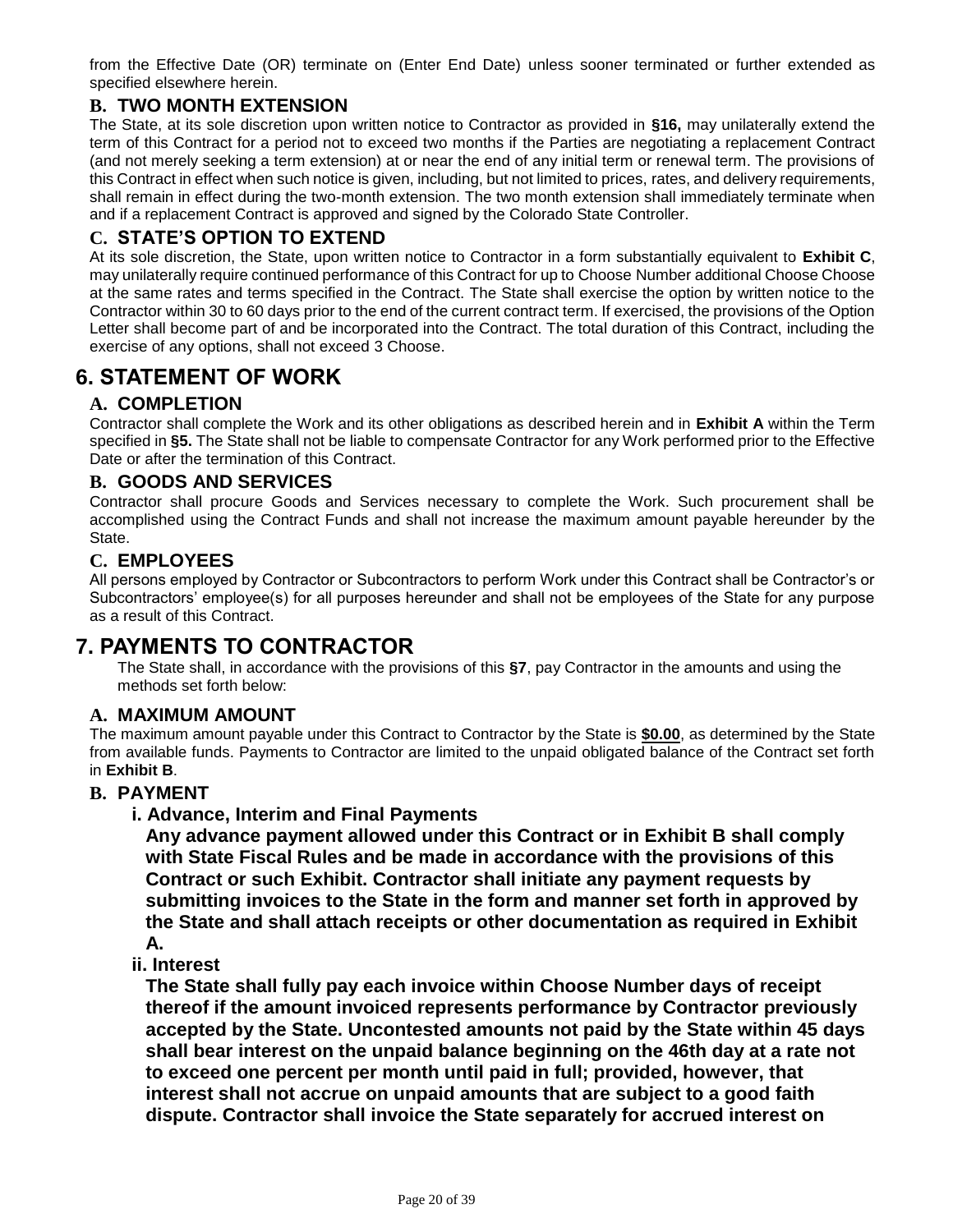from the Effective Date (OR) terminate on (Enter End Date) unless sooner terminated or further extended as specified elsewhere herein.

### B. TWO MONTH EXTENSION

The State, at its sole discretion upon written notice to Contractor as provided in **§16,** may unilaterally extend the term of this Contract for a period not to exceed two months if the Parties are negotiating a replacement Contract (and not merely seeking a term extension) at or near the end of any initial term or renewal term. The provisions of this Contract in effect when such notice is given, including, but not limited to prices, rates, and delivery requirements, shall remain in effect during the two-month extension. The two month extension shall immediately terminate when and if a replacement Contract is approved and signed by the Colorado State Controller.

### C. STATE'S OPTION TO EXTEND

At its sole discretion, the State, upon written notice to Contractor in a form substantially equivalent to **Exhibit C**, may unilaterally require continued performance of this Contract for up to Choose Number additional Choose Choose at the same rates and terms specified in the Contract. The State shall exercise the option by written notice to the Contractor within 30 to 60 days prior to the end of the current contract term. If exercised, the provisions of the Option Letter shall become part of and be incorporated into the Contract. The total duration of this Contract, including the exercise of any options, shall not exceed 3 Choose.

## 6. STATEMENT OF WORK

### A. COMPLETION

Contractor shall complete the Work and its other obligations as described herein and in **Exhibit A** within the Term specified in **§5.** The State shall not be liable to compensate Contractor for any Work performed prior to the Effective Date or after the termination of this Contract.

### B. GOODS AND SERVICES

Contractor shall procure Goods and Services necessary to complete the Work. Such procurement shall be accomplished using the Contract Funds and shall not increase the maximum amount payable hereunder by the State.

### C. EMPLOYEES

All persons employed by Contractor or Subcontractors to perform Work under this Contract shall be Contractor's or Subcontractors' employee(s) for all purposes hereunder and shall not be employees of the State for any purpose as a result of this Contract.

## 7. PAYMENTS TO CONTRACTOR

The State shall, in accordance with the provisions of this **§7**, pay Contractor in the amounts and using the methods set forth below:

### A. MAXIMUM AMOUNT

The maximum amount payable under this Contract to Contractor by the State is **$0.00**, as determined by the State from available funds. Payments to Contractor are limited to the unpaid obligated balance of the Contract set forth in **Exhibit B**.

### B. PAYMENT

#### i. Advance, Interim and Final Payments

**Any advance payment allowed under this Contract or in Exhibit B shall comply with State Fiscal Rules and be made in accordance with the provisions of this Contract or such Exhibit. Contractor shall initiate any payment requests by submitting invoices to the State in the form and manner set forth in approved by the State and shall attach receipts or other documentation as required in Exhibit A.**

#### ii. Interest

**The State shall fully pay each invoice within Choose Number days of receipt thereof if the amount invoiced represents performance by Contractor previously accepted by the State. Uncontested amounts not paid by the State within 45 days shall bear interest on the unpaid balance beginning on the 46th day at a rate not to exceed one percent per month until paid in full; provided, however, that interest shall not accrue on unpaid amounts that are subject to a good faith dispute. Contractor shall invoice the State separately for accrued interest on**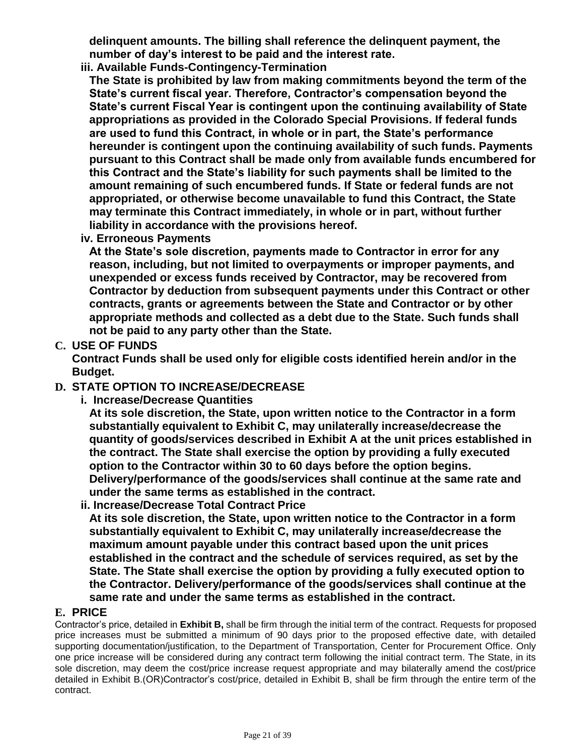**delinquent amounts. The billing shall reference the delinquent payment, the number of day's interest to be paid and the interest rate.**

**iii. Available Funds-Contingency-Termination**

**The State is prohibited by law from making commitments beyond the term of the State's current fiscal year. Therefore, Contractor's compensation beyond the State's current Fiscal Year is contingent upon the continuing availability of State appropriations as provided in the Colorado Special Provisions. If federal funds are used to fund this Contract, in whole or in part, the State's performance hereunder is contingent upon the continuing availability of such funds. Payments pursuant to this Contract shall be made only from available funds encumbered for this Contract and the State's liability for such payments shall be limited to the amount remaining of such encumbered funds. If State or federal funds are not appropriated, or otherwise become unavailable to fund this Contract, the State may terminate this Contract immediately, in whole or in part, without further liability in accordance with the provisions hereof.**

**iv. Erroneous Payments**

**At the State's sole discretion, payments made to Contractor in error for any reason, including, but not limited to overpayments or improper payments, and unexpended or excess funds received by Contractor, may be recovered from Contractor by deduction from subsequent payments under this Contract or other contracts, grants or agreements between the State and Contractor or by other appropriate methods and collected as a debt due to the State. Such funds shall not be paid to any party other than the State.**

## C. USE OF FUNDS

**Contract Funds shall be used only for eligible costs identified herein and/or in the Budget.**

## D. STATE OPTION TO INCREASE/DECREASE

**i. Increase/Decrease Quantities**

**At its sole discretion, the State, upon written notice to the Contractor in a form substantially equivalent to Exhibit C, may unilaterally increase/decrease the quantity of goods/services described in Exhibit A at the unit prices established in the contract. The State shall exercise the option by providing a fully executed option to the Contractor within 30 to 60 days before the option begins. Delivery/performance of the goods/services shall continue at the same rate and under the same terms as established in the contract.**

**ii. Increase/Decrease Total Contract Price**

**At its sole discretion, the State, upon written notice to the Contractor in a form substantially equivalent to Exhibit C, may unilaterally increase/decrease the maximum amount payable under this contract based upon the unit prices established in the contract and the schedule of services required, as set by the State. The State shall exercise the option by providing a fully executed option to the Contractor. Delivery/performance of the goods/services shall continue at the same rate and under the same terms as established in the contract.**

## E. PRICE

Contractor's price, detailed in **Exhibit B,** shall be firm through the initial term of the contract. Requests for proposed price increases must be submitted a minimum of 90 days prior to the proposed effective date, with detailed supporting documentation/justification, to the Department of Transportation, Center for Procurement Office. Only one price increase will be considered during any contract term following the initial contract term. The State, in its sole discretion, may deem the cost/price increase request appropriate and may bilaterally amend the cost/price detailed in Exhibit B.(OR)Contractor's cost/price, detailed in Exhibit B, shall be firm through the entire term of the contract.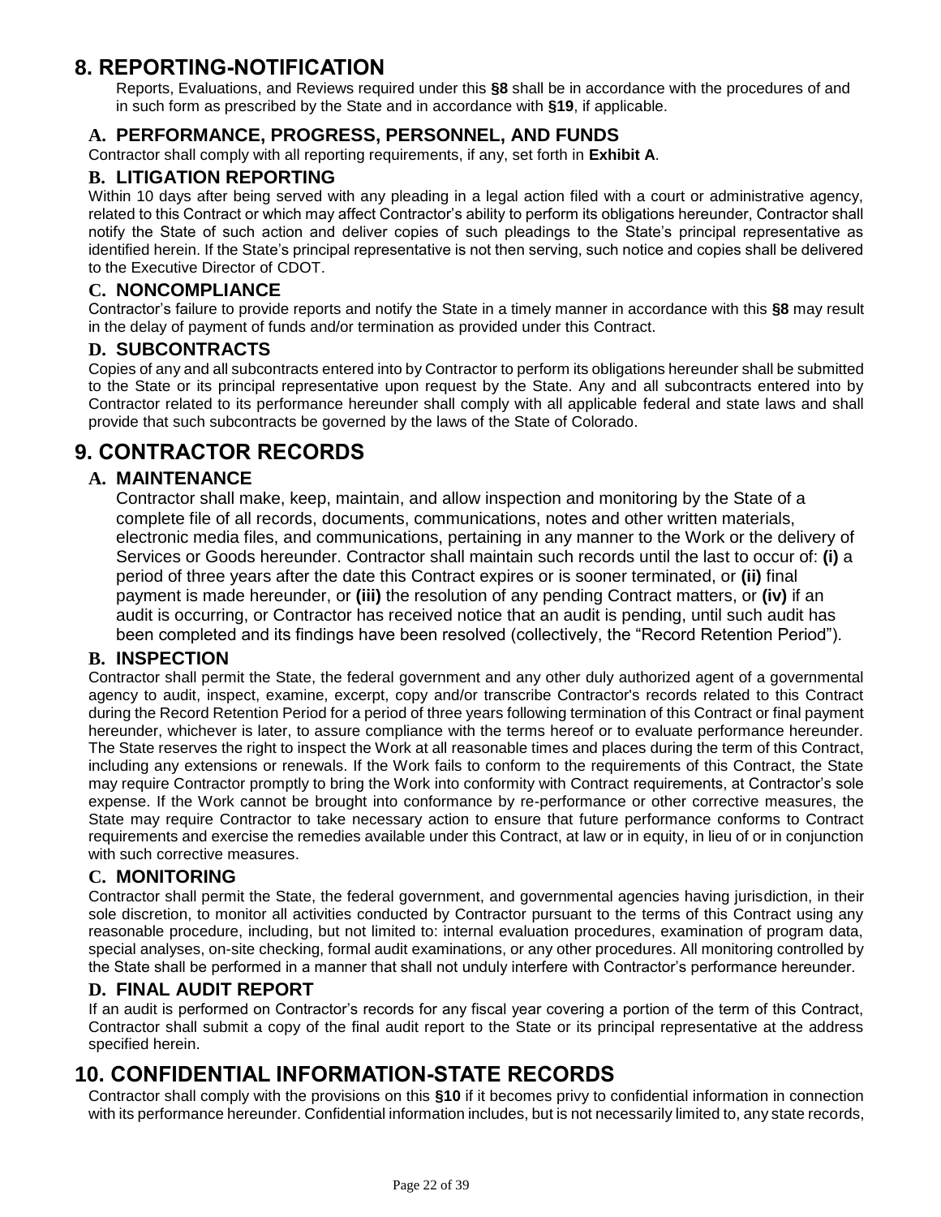# 8. REPORTING-NOTIFICATION

Reports, Evaluations, and Reviews required under this **§8** shall be in accordance with the procedures of and in such form as prescribed by the State and in accordance with **§19**, if applicable.

## A. PERFORMANCE, PROGRESS, PERSONNEL, AND FUNDS

Contractor shall comply with all reporting requirements, if any, set forth in **Exhibit A**.

## B. LITIGATION REPORTING

Within 10 days after being served with any pleading in a legal action filed with a court or administrative agency, related to this Contract or which may affect Contractor's ability to perform its obligations hereunder, Contractor shall notify the State of such action and deliver copies of such pleadings to the State's principal representative as identified herein. If the State's principal representative is not then serving, such notice and copies shall be delivered to the Executive Director of CDOT.

## C. NONCOMPLIANCE

Contractor's failure to provide reports and notify the State in a timely manner in accordance with this **§8** may result in the delay of payment of funds and/or termination as provided under this Contract.

## D. SUBCONTRACTS

Copies of any and all subcontracts entered into by Contractor to perform its obligations hereunder shall be submitted to the State or its principal representative upon request by the State. Any and all subcontracts entered into by Contractor related to its performance hereunder shall comply with all applicable federal and state laws and shall provide that such subcontracts be governed by the laws of the State of Colorado.

# 9. CONTRACTOR RECORDS

## A. MAINTENANCE

Contractor shall make, keep, maintain, and allow inspection and monitoring by the State of a complete file of all records, documents, communications, notes and other written materials, electronic media files, and communications, pertaining in any manner to the Work or the delivery of Services or Goods hereunder. Contractor shall maintain such records until the last to occur of: **(i)** a period of three years after the date this Contract expires or is sooner terminated, or **(ii)** final payment is made hereunder, or **(iii)** the resolution of any pending Contract matters, or **(iv)** if an audit is occurring, or Contractor has received notice that an audit is pending, until such audit has been completed and its findings have been resolved (collectively, the "Record Retention Period").

## B. INSPECTION

Contractor shall permit the State, the federal government and any other duly authorized agent of a governmental agency to audit, inspect, examine, excerpt, copy and/or transcribe Contractor's records related to this Contract during the Record Retention Period for a period of three years following termination of this Contract or final payment hereunder, whichever is later, to assure compliance with the terms hereof or to evaluate performance hereunder. The State reserves the right to inspect the Work at all reasonable times and places during the term of this Contract, including any extensions or renewals. If the Work fails to conform to the requirements of this Contract, the State may require Contractor promptly to bring the Work into conformity with Contract requirements, at Contractor's sole expense. If the Work cannot be brought into conformance by re-performance or other corrective measures, the State may require Contractor to take necessary action to ensure that future performance conforms to Contract requirements and exercise the remedies available under this Contract, at law or in equity, in lieu of or in conjunction with such corrective measures.

## C. MONITORING

Contractor shall permit the State, the federal government, and governmental agencies having jurisdiction, in their sole discretion, to monitor all activities conducted by Contractor pursuant to the terms of this Contract using any reasonable procedure, including, but not limited to: internal evaluation procedures, examination of program data, special analyses, on-site checking, formal audit examinations, or any other procedures. All monitoring controlled by the State shall be performed in a manner that shall not unduly interfere with Contractor's performance hereunder.

## D. FINAL AUDIT REPORT

If an audit is performed on Contractor's records for any fiscal year covering a portion of the term of this Contract, Contractor shall submit a copy of the final audit report to the State or its principal representative at the address specified herein.

# 10. CONFIDENTIAL INFORMATION-STATE RECORDS

Contractor shall comply with the provisions on this **§10** if it becomes privy to confidential information in connection with its performance hereunder. Confidential information includes, but is not necessarily limited to, any state records,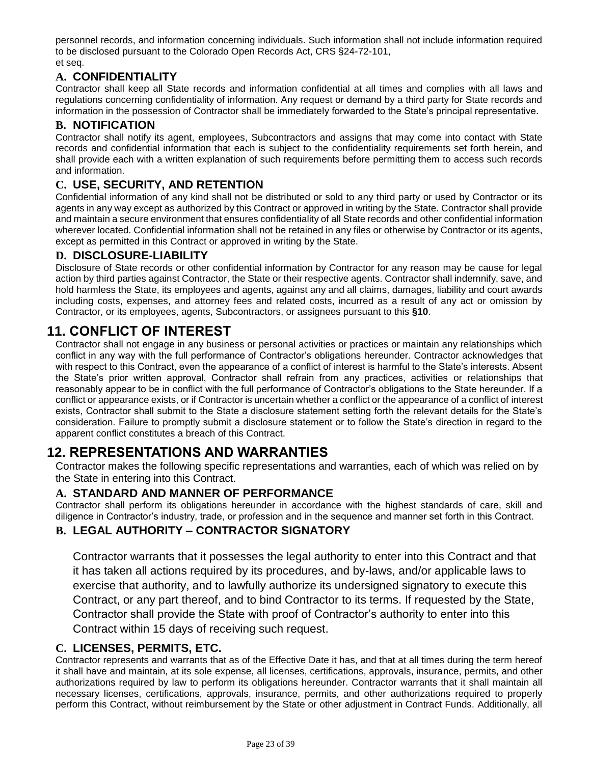personnel records, and information concerning individuals. Such information shall not include information required to be disclosed pursuant to the Colorado Open Records Act, CRS §24-72-101, et seq.

### A. CONFIDENTIALITY

Contractor shall keep all State records and information confidential at all times and complies with all laws and regulations concerning confidentiality of information. Any request or demand by a third party for State records and information in the possession of Contractor shall be immediately forwarded to the State's principal representative.

### B. NOTIFICATION

Contractor shall notify its agent, employees, Subcontractors and assigns that may come into contact with State records and confidential information that each is subject to the confidentiality requirements set forth herein, and shall provide each with a written explanation of such requirements before permitting them to access such records and information.

### C. USE, SECURITY, AND RETENTION

Confidential information of any kind shall not be distributed or sold to any third party or used by Contractor or its agents in any way except as authorized by this Contract or approved in writing by the State. Contractor shall provide and maintain a secure environment that ensures confidentiality of all State records and other confidential information wherever located. Confidential information shall not be retained in any files or otherwise by Contractor or its agents, except as permitted in this Contract or approved in writing by the State.

### D. DISCLOSURE-LIABILITY

Disclosure of State records or other confidential information by Contractor for any reason may be cause for legal action by third parties against Contractor, the State or their respective agents. Contractor shall indemnify, save, and hold harmless the State, its employees and agents, against any and all claims, damages, liability and court awards including costs, expenses, and attorney fees and related costs, incurred as a result of any act or omission by Contractor, or its employees, agents, Subcontractors, or assignees pursuant to this **§10**.

## 11. CONFLICT OF INTEREST

Contractor shall not engage in any business or personal activities or practices or maintain any relationships which conflict in any way with the full performance of Contractor's obligations hereunder. Contractor acknowledges that with respect to this Contract, even the appearance of a conflict of interest is harmful to the State's interests. Absent the State's prior written approval, Contractor shall refrain from any practices, activities or relationships that reasonably appear to be in conflict with the full performance of Contractor's obligations to the State hereunder. If a conflict or appearance exists, or if Contractor is uncertain whether a conflict or the appearance of a conflict of interest exists, Contractor shall submit to the State a disclosure statement setting forth the relevant details for the State's consideration. Failure to promptly submit a disclosure statement or to follow the State's direction in regard to the apparent conflict constitutes a breach of this Contract.

## 12. REPRESENTATIONS AND WARRANTIES

Contractor makes the following specific representations and warranties, each of which was relied on by the State in entering into this Contract.

### A. STANDARD AND MANNER OF PERFORMANCE

Contractor shall perform its obligations hereunder in accordance with the highest standards of care, skill and diligence in Contractor's industry, trade, or profession and in the sequence and manner set forth in this Contract.

### B. LEGAL AUTHORITY – CONTRACTOR SIGNATORY

Contractor warrants that it possesses the legal authority to enter into this Contract and that it has taken all actions required by its procedures, and by-laws, and/or applicable laws to exercise that authority, and to lawfully authorize its undersigned signatory to execute this Contract, or any part thereof, and to bind Contractor to its terms. If requested by the State, Contractor shall provide the State with proof of Contractor's authority to enter into this Contract within 15 days of receiving such request.

### C. LICENSES, PERMITS, ETC.

Contractor represents and warrants that as of the Effective Date it has, and that at all times during the term hereof it shall have and maintain, at its sole expense, all licenses, certifications, approvals, insurance, permits, and other authorizations required by law to perform its obligations hereunder. Contractor warrants that it shall maintain all necessary licenses, certifications, approvals, insurance, permits, and other authorizations required to properly perform this Contract, without reimbursement by the State or other adjustment in Contract Funds. Additionally, all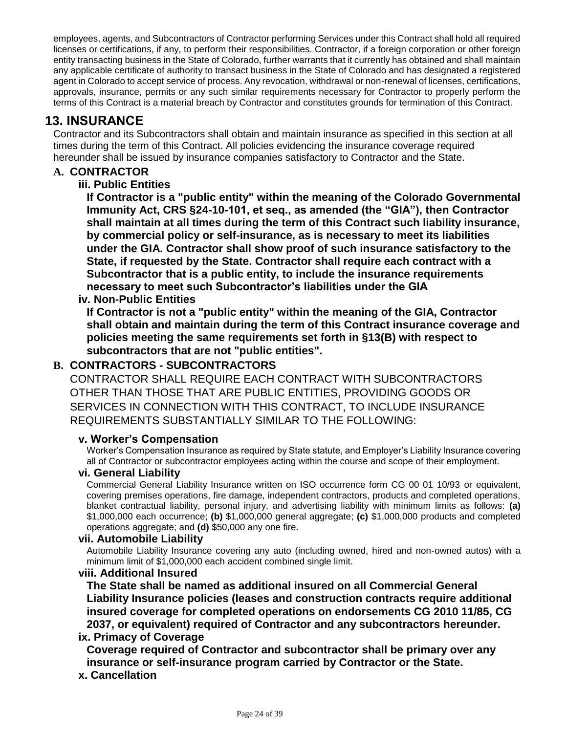employees, agents, and Subcontractors of Contractor performing Services under this Contract shall hold all required licenses or certifications, if any, to perform their responsibilities. Contractor, if a foreign corporation or other foreign entity transacting business in the State of Colorado, further warrants that it currently has obtained and shall maintain any applicable certificate of authority to transact business in the State of Colorado and has designated a registered agent in Colorado to accept service of process. Any revocation, withdrawal or non-renewal of licenses, certifications, approvals, insurance, permits or any such similar requirements necessary for Contractor to properly perform the terms of this Contract is a material breach by Contractor and constitutes grounds for termination of this Contract.

## 13. INSURANCE

Contractor and its Subcontractors shall obtain and maintain insurance as specified in this section at all times during the term of this Contract. All policies evidencing the insurance coverage required hereunder shall be issued by insurance companies satisfactory to Contractor and the State.

### A. CONTRACTOR

#### iii. Public Entities

**If Contractor is a "public entity" within the meaning of the Colorado Governmental Immunity Act, CRS §24-10-101, et seq., as amended (the "GIA"), then Contractor shall maintain at all times during the term of this Contract such liability insurance, by commercial policy or self-insurance, as is necessary to meet its liabilities under the GIA. Contractor shall show proof of such insurance satisfactory to the State, if requested by the State. Contractor shall require each contract with a Subcontractor that is a public entity, to include the insurance requirements necessary to meet such Subcontractor's liabilities under the GIA**

#### iv. Non-Public Entities

**If Contractor is not a "public entity" within the meaning of the GIA, Contractor shall obtain and maintain during the term of this Contract insurance coverage and policies meeting the same requirements set forth in §13(B) with respect to subcontractors that are not "public entities".**

### B. CONTRACTORS - SUBCONTRACTORS

CONTRACTOR SHALL REQUIRE EACH CONTRACT WITH SUBCONTRACTORS OTHER THAN THOSE THAT ARE PUBLIC ENTITIES, PROVIDING GOODS OR SERVICES IN CONNECTION WITH THIS CONTRACT, TO INCLUDE INSURANCE REQUIREMENTS SUBSTANTIALLY SIMILAR TO THE FOLLOWING:

#### v. Worker's Compensation

Worker's Compensation Insurance as required by State statute, and Employer's Liability Insurance covering all of Contractor or subcontractor employees acting within the course and scope of their employment.

#### vi. General Liability

Commercial General Liability Insurance written on ISO occurrence form CG 00 01 10/93 or equivalent, covering premises operations, fire damage, independent contractors, products and completed operations, blanket contractual liability, personal injury, and advertising liability with minimum limits as follows: **(a)** \$1,000,000 each occurrence; **(b)** \$1,000,000 general aggregate; **(c)** \$1,000,000 products and completed operations aggregate; and **(d)** \$50,000 any one fire.

#### vii. Automobile Liability

Automobile Liability Insurance covering any auto (including owned, hired and non-owned autos) with a minimum limit of \$1,000,000 each accident combined single limit.

#### viii. Additional Insured

**The State shall be named as additional insured on all Commercial General Liability Insurance policies (leases and construction contracts require additional insured coverage for completed operations on endorsements CG 2010 11/85, CG 2037, or equivalent) required of Contractor and any subcontractors hereunder.**

#### ix. Primacy of Coverage

**Coverage required of Contractor and subcontractor shall be primary over any insurance or self-insurance program carried by Contractor or the State.**

#### x. Cancellation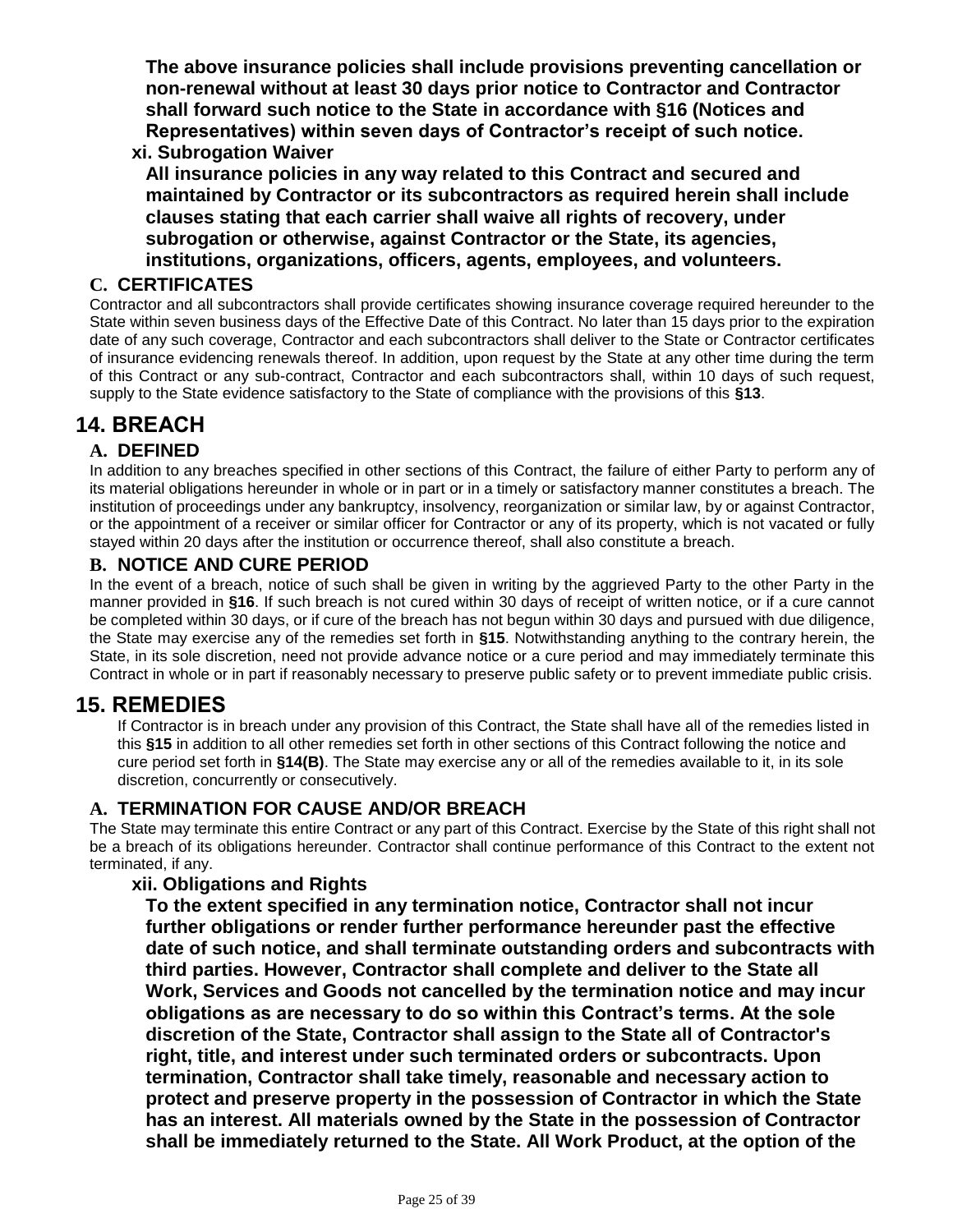**The above insurance policies shall include provisions preventing cancellation or non-renewal without at least 30 days prior notice to Contractor and Contractor shall forward such notice to the State in accordance with §16 (Notices and Representatives) within seven days of Contractor's receipt of such notice.**

**xi. Subrogation Waiver**

**All insurance policies in any way related to this Contract and secured and maintained by Contractor or its subcontractors as required herein shall include clauses stating that each carrier shall waive all rights of recovery, under subrogation or otherwise, against Contractor or the State, its agencies, institutions, organizations, officers, agents, employees, and volunteers.**

### C. CERTIFICATES

Contractor and all subcontractors shall provide certificates showing insurance coverage required hereunder to the State within seven business days of the Effective Date of this Contract. No later than 15 days prior to the expiration date of any such coverage, Contractor and each subcontractors shall deliver to the State or Contractor certificates of insurance evidencing renewals thereof. In addition, upon request by the State at any other time during the term of this Contract or any sub-contract, Contractor and each subcontractors shall, within 10 days of such request, supply to the State evidence satisfactory to the State of compliance with the provisions of this **§13**.

## 14. BREACH

### A. DEFINED

In addition to any breaches specified in other sections of this Contract, the failure of either Party to perform any of its material obligations hereunder in whole or in part or in a timely or satisfactory manner constitutes a breach. The institution of proceedings under any bankruptcy, insolvency, reorganization or similar law, by or against Contractor, or the appointment of a receiver or similar officer for Contractor or any of its property, which is not vacated or fully stayed within 20 days after the institution or occurrence thereof, shall also constitute a breach.

### B. NOTICE AND CURE PERIOD

In the event of a breach, notice of such shall be given in writing by the aggrieved Party to the other Party in the manner provided in **§16**. If such breach is not cured within 30 days of receipt of written notice, or if a cure cannot be completed within 30 days, or if cure of the breach has not begun within 30 days and pursued with due diligence, the State may exercise any of the remedies set forth in **§15**. Notwithstanding anything to the contrary herein, the State, in its sole discretion, need not provide advance notice or a cure period and may immediately terminate this Contract in whole or in part if reasonably necessary to preserve public safety or to prevent immediate public crisis.

## 15. REMEDIES

If Contractor is in breach under any provision of this Contract, the State shall have all of the remedies listed in this **§15** in addition to all other remedies set forth in other sections of this Contract following the notice and cure period set forth in **§14(B)**. The State may exercise any or all of the remedies available to it, in its sole discretion, concurrently or consecutively.

### A. TERMINATION FOR CAUSE AND/OR BREACH

The State may terminate this entire Contract or any part of this Contract. Exercise by the State of this right shall not be a breach of its obligations hereunder. Contractor shall continue performance of this Contract to the extent not terminated, if any.

**xii. Obligations and Rights**

**To the extent specified in any termination notice, Contractor shall not incur further obligations or render further performance hereunder past the effective date of such notice, and shall terminate outstanding orders and subcontracts with third parties. However, Contractor shall complete and deliver to the State all Work, Services and Goods not cancelled by the termination notice and may incur obligations as are necessary to do so within this Contract's terms. At the sole discretion of the State, Contractor shall assign to the State all of Contractor's right, title, and interest under such terminated orders or subcontracts. Upon termination, Contractor shall take timely, reasonable and necessary action to protect and preserve property in the possession of Contractor in which the State has an interest. All materials owned by the State in the possession of Contractor shall be immediately returned to the State. All Work Product, at the option of the**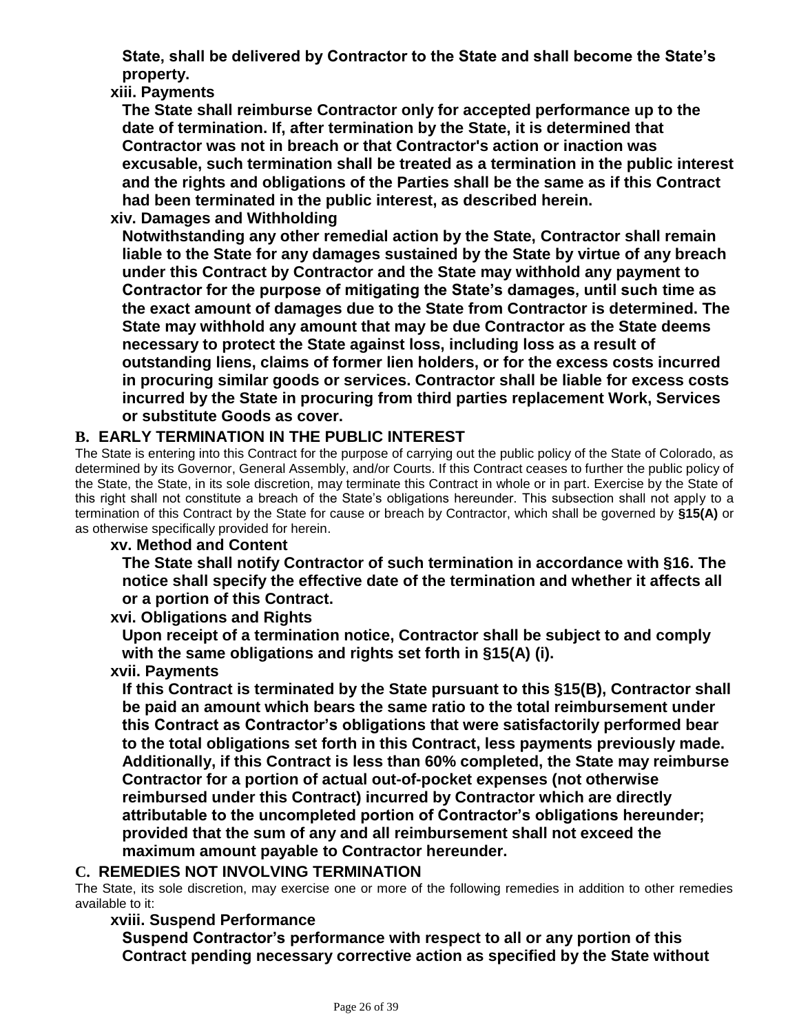**State, shall be delivered by Contractor to the State and shall become the State's property.**

**xiii. Payments**

**The State shall reimburse Contractor only for accepted performance up to the date of termination. If, after termination by the State, it is determined that Contractor was not in breach or that Contractor's action or inaction was excusable, such termination shall be treated as a termination in the public interest and the rights and obligations of the Parties shall be the same as if this Contract had been terminated in the public interest, as described herein.**

**xiv. Damages and Withholding**

**Notwithstanding any other remedial action by the State, Contractor shall remain liable to the State for any damages sustained by the State by virtue of any breach under this Contract by Contractor and the State may withhold any payment to Contractor for the purpose of mitigating the State's damages, until such time as the exact amount of damages due to the State from Contractor is determined. The State may withhold any amount that may be due Contractor as the State deems necessary to protect the State against loss, including loss as a result of outstanding liens, claims of former lien holders, or for the excess costs incurred in procuring similar goods or services. Contractor shall be liable for excess costs incurred by the State in procuring from third parties replacement Work, Services or substitute Goods as cover.**

## B. EARLY TERMINATION IN THE PUBLIC INTEREST

The State is entering into this Contract for the purpose of carrying out the public policy of the State of Colorado, as determined by its Governor, General Assembly, and/or Courts. If this Contract ceases to further the public policy of the State, the State, in its sole discretion, may terminate this Contract in whole or in part. Exercise by the State of this right shall not constitute a breach of the State's obligations hereunder. This subsection shall not apply to a termination of this Contract by the State for cause or breach by Contractor, which shall be governed by **§15(A)** or as otherwise specifically provided for herein.

**xv. Method and Content**

**The State shall notify Contractor of such termination in accordance with §16. The notice shall specify the effective date of the termination and whether it affects all or a portion of this Contract.**

**xvi. Obligations and Rights**

**Upon receipt of a termination notice, Contractor shall be subject to and comply with the same obligations and rights set forth in §15(A) (i).**

**xvii. Payments**

**If this Contract is terminated by the State pursuant to this §15(B), Contractor shall be paid an amount which bears the same ratio to the total reimbursement under this Contract as Contractor's obligations that were satisfactorily performed bear to the total obligations set forth in this Contract, less payments previously made. Additionally, if this Contract is less than 60% completed, the State may reimburse Contractor for a portion of actual out-of-pocket expenses (not otherwise reimbursed under this Contract) incurred by Contractor which are directly attributable to the uncompleted portion of Contractor's obligations hereunder; provided that the sum of any and all reimbursement shall not exceed the maximum amount payable to Contractor hereunder.**

## C. REMEDIES NOT INVOLVING TERMINATION

The State, its sole discretion, may exercise one or more of the following remedies in addition to other remedies available to it:

**xviii. Suspend Performance**

**Suspend Contractor's performance with respect to all or any portion of this Contract pending necessary corrective action as specified by the State without**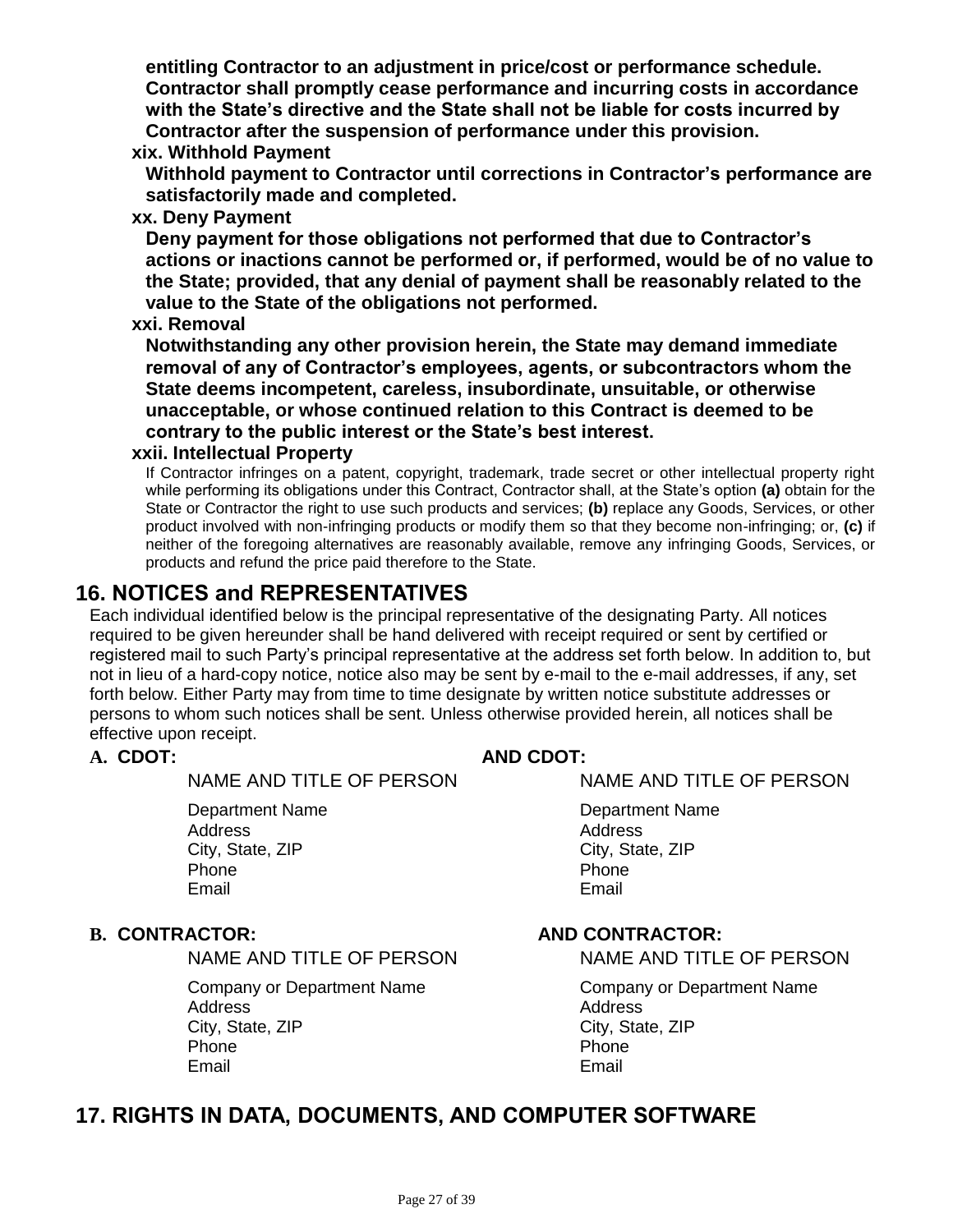**entitling Contractor to an adjustment in price/cost or performance schedule. Contractor shall promptly cease performance and incurring costs in accordance with the State's directive and the State shall not be liable for costs incurred by Contractor after the suspension of performance under this provision.**

**xix. Withhold Payment**

**Withhold payment to Contractor until corrections in Contractor's performance are satisfactorily made and completed.**

**xx. Deny Payment**

**Deny payment for those obligations not performed that due to Contractor's actions or inactions cannot be performed or, if performed, would be of no value to the State; provided, that any denial of payment shall be reasonably related to the value to the State of the obligations not performed.**

**xxi. Removal**

**Notwithstanding any other provision herein, the State may demand immediate removal of any of Contractor's employees, agents, or subcontractors whom the State deems incompetent, careless, insubordinate, unsuitable, or otherwise unacceptable, or whose continued relation to this Contract is deemed to be contrary to the public interest or the State's best interest.**

**xxii. Intellectual Property**

If Contractor infringes on a patent, copyright, trademark, trade secret or other intellectual property right while performing its obligations under this Contract, Contractor shall, at the State's option **(a)** obtain for the State or Contractor the right to use such products and services; **(b)** replace any Goods, Services, or other product involved with non-infringing products or modify them so that they become non-infringing; or, **(c)** if neither of the foregoing alternatives are reasonably available, remove any infringing Goods, Services, or products and refund the price paid therefore to the State.

## 16. NOTICES and REPRESENTATIVES

Each individual identified below is the principal representative of the designating Party. All notices required to be given hereunder shall be hand delivered with receipt required or sent by certified or registered mail to such Party's principal representative at the address set forth below. In addition to, but not in lieu of a hard-copy notice, notice also may be sent by e-mail to the e-mail addresses, if any, set forth below. Either Party may from time to time designate by written notice substitute addresses or persons to whom such notices shall be sent. Unless otherwise provided herein, all notices shall be effective upon receipt.

**A. CDOT:**

NAME AND TITLE OF PERSON

Department Name
Address
City, State, ZIP
Phone
Email

**AND CDOT:**

NAME AND TITLE OF PERSON

Department Name
Address
City, State, ZIP
Phone
Email

**B. CONTRACTOR:**

NAME AND TITLE OF PERSON

Company or Department Name
Address
City, State, ZIP
Phone
Email

**AND CONTRACTOR:**

NAME AND TITLE OF PERSON

Company or Department Name
Address
City, State, ZIP
Phone
Email

## 17. RIGHTS IN DATA, DOCUMENTS, AND COMPUTER SOFTWARE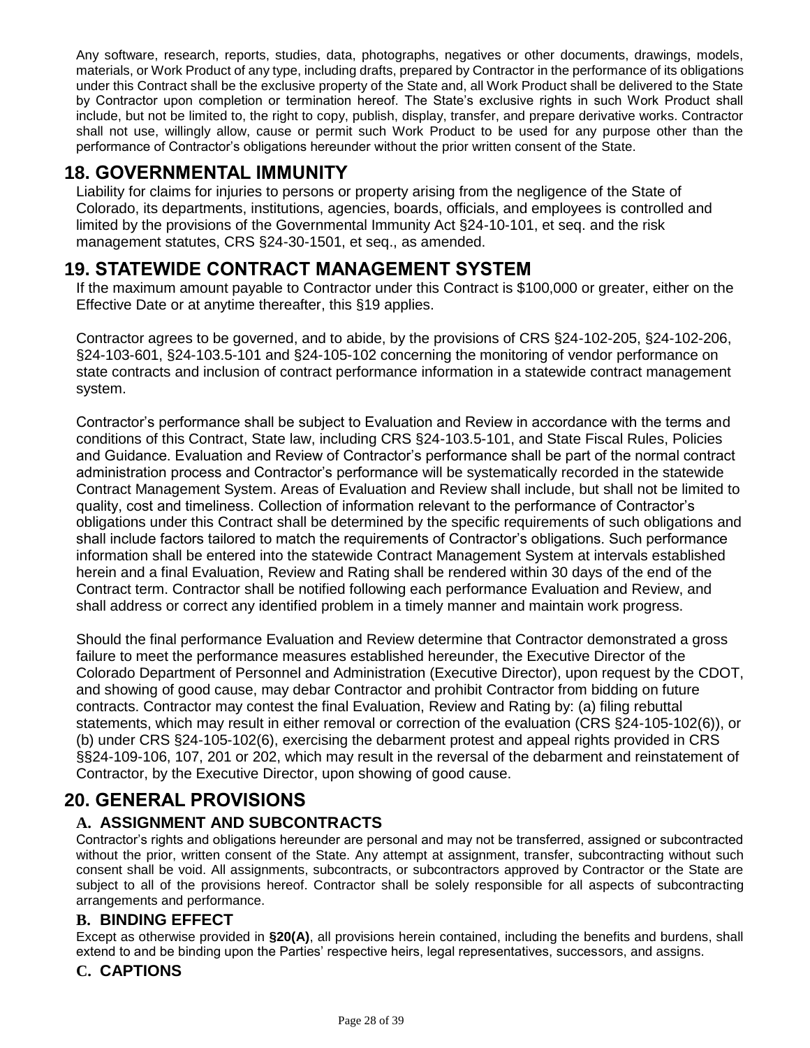Any software, research, reports, studies, data, photographs, negatives or other documents, drawings, models, materials, or Work Product of any type, including drafts, prepared by Contractor in the performance of its obligations under this Contract shall be the exclusive property of the State and, all Work Product shall be delivered to the State by Contractor upon completion or termination hereof. The State's exclusive rights in such Work Product shall include, but not be limited to, the right to copy, publish, display, transfer, and prepare derivative works. Contractor shall not use, willingly allow, cause or permit such Work Product to be used for any purpose other than the performance of Contractor's obligations hereunder without the prior written consent of the State.

## 18. GOVERNMENTAL IMMUNITY

Liability for claims for injuries to persons or property arising from the negligence of the State of Colorado, its departments, institutions, agencies, boards, officials, and employees is controlled and limited by the provisions of the Governmental Immunity Act §24-10-101, et seq. and the risk management statutes, CRS §24-30-1501, et seq., as amended.

## 19. STATEWIDE CONTRACT MANAGEMENT SYSTEM

If the maximum amount payable to Contractor under this Contract is $100,000 or greater, either on the Effective Date or at anytime thereafter, this §19 applies.

Contractor agrees to be governed, and to abide, by the provisions of CRS §24-102-205, §24-102-206, §24-103-601, §24-103.5-101 and §24-105-102 concerning the monitoring of vendor performance on state contracts and inclusion of contract performance information in a statewide contract management system.

Contractor's performance shall be subject to Evaluation and Review in accordance with the terms and conditions of this Contract, State law, including CRS §24-103.5-101, and State Fiscal Rules, Policies and Guidance. Evaluation and Review of Contractor's performance shall be part of the normal contract administration process and Contractor's performance will be systematically recorded in the statewide Contract Management System. Areas of Evaluation and Review shall include, but shall not be limited to quality, cost and timeliness. Collection of information relevant to the performance of Contractor's obligations under this Contract shall be determined by the specific requirements of such obligations and shall include factors tailored to match the requirements of Contractor's obligations. Such performance information shall be entered into the statewide Contract Management System at intervals established herein and a final Evaluation, Review and Rating shall be rendered within 30 days of the end of the Contract term. Contractor shall be notified following each performance Evaluation and Review, and shall address or correct any identified problem in a timely manner and maintain work progress.

Should the final performance Evaluation and Review determine that Contractor demonstrated a gross failure to meet the performance measures established hereunder, the Executive Director of the Colorado Department of Personnel and Administration (Executive Director), upon request by the CDOT, and showing of good cause, may debar Contractor and prohibit Contractor from bidding on future contracts. Contractor may contest the final Evaluation, Review and Rating by: (a) filing rebuttal statements, which may result in either removal or correction of the evaluation (CRS §24-105-102(6)), or (b) under CRS §24-105-102(6), exercising the debarment protest and appeal rights provided in CRS §§24-109-106, 107, 201 or 202, which may result in the reversal of the debarment and reinstatement of Contractor, by the Executive Director, upon showing of good cause.

## 20. GENERAL PROVISIONS

### A. ASSIGNMENT AND SUBCONTRACTS

Contractor's rights and obligations hereunder are personal and may not be transferred, assigned or subcontracted without the prior, written consent of the State. Any attempt at assignment, transfer, subcontracting without such consent shall be void. All assignments, subcontracts, or subcontractors approved by Contractor or the State are subject to all of the provisions hereof. Contractor shall be solely responsible for all aspects of subcontracting arrangements and performance.

### B. BINDING EFFECT

Except as otherwise provided in **§20(A)**, all provisions herein contained, including the benefits and burdens, shall extend to and be binding upon the Parties' respective heirs, legal representatives, successors, and assigns.

### C. CAPTIONS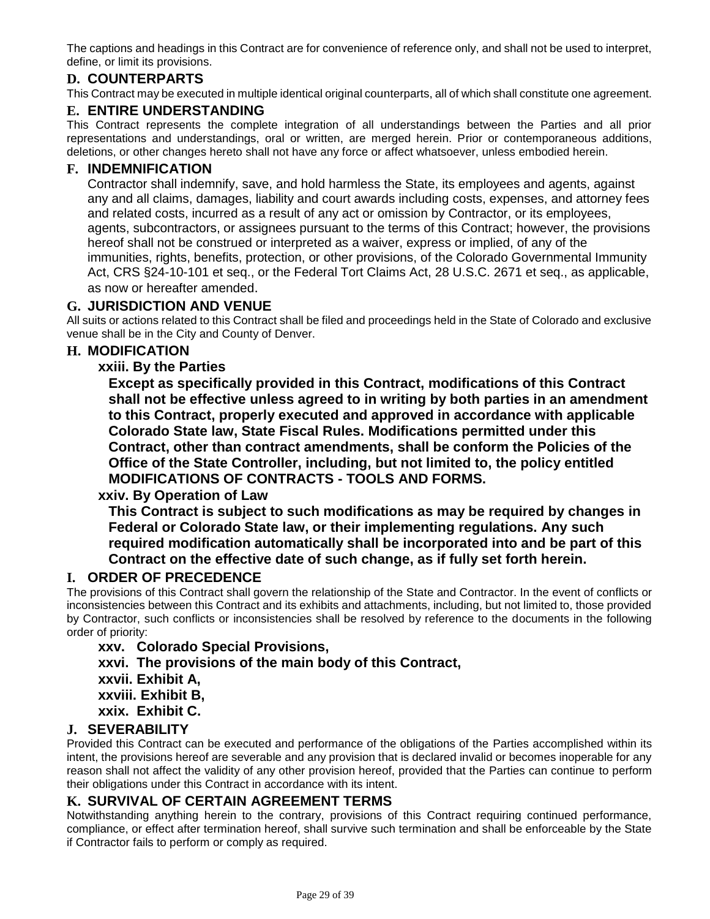The captions and headings in this Contract are for convenience of reference only, and shall not be used to interpret, define, or limit its provisions.

### D. COUNTERPARTS

This Contract may be executed in multiple identical original counterparts, all of which shall constitute one agreement.

### E. ENTIRE UNDERSTANDING

This Contract represents the complete integration of all understandings between the Parties and all prior representations and understandings, oral or written, are merged herein. Prior or contemporaneous additions, deletions, or other changes hereto shall not have any force or affect whatsoever, unless embodied herein.

### F. INDEMNIFICATION

Contractor shall indemnify, save, and hold harmless the State, its employees and agents, against any and all claims, damages, liability and court awards including costs, expenses, and attorney fees and related costs, incurred as a result of any act or omission by Contractor, or its employees, agents, subcontractors, or assignees pursuant to the terms of this Contract; however, the provisions hereof shall not be construed or interpreted as a waiver, express or implied, of any of the immunities, rights, benefits, protection, or other provisions, of the Colorado Governmental Immunity Act, CRS §24-10-101 et seq., or the Federal Tort Claims Act, 28 U.S.C. 2671 et seq., as applicable, as now or hereafter amended.

### G. JURISDICTION AND VENUE

All suits or actions related to this Contract shall be filed and proceedings held in the State of Colorado and exclusive venue shall be in the City and County of Denver.

### H. MODIFICATION

**xxiii. By the Parties**

**Except as specifically provided in this Contract, modifications of this Contract shall not be effective unless agreed to in writing by both parties in an amendment to this Contract, properly executed and approved in accordance with applicable Colorado State law, State Fiscal Rules. Modifications permitted under this Contract, other than contract amendments, shall be conform the Policies of the Office of the State Controller, including, but not limited to, the policy entitled MODIFICATIONS OF CONTRACTS - TOOLS AND FORMS.**

**xxiv. By Operation of Law**

**This Contract is subject to such modifications as may be required by changes in Federal or Colorado State law, or their implementing regulations. Any such required modification automatically shall be incorporated into and be part of this Contract on the effective date of such change, as if fully set forth herein.**

### I. ORDER OF PRECEDENCE

The provisions of this Contract shall govern the relationship of the State and Contractor. In the event of conflicts or inconsistencies between this Contract and its exhibits and attachments, including, but not limited to, those provided by Contractor, such conflicts or inconsistencies shall be resolved by reference to the documents in the following order of priority:

**xxv. Colorado Special Provisions,**
**xxvi. The provisions of the main body of this Contract,**
**xxvii. Exhibit A,**
**xxviii. Exhibit B,**
**xxix. Exhibit C.**

### J. SEVERABILITY

Provided this Contract can be executed and performance of the obligations of the Parties accomplished within its intent, the provisions hereof are severable and any provision that is declared invalid or becomes inoperable for any reason shall not affect the validity of any other provision hereof, provided that the Parties can continue to perform their obligations under this Contract in accordance with its intent.

### K. SURVIVAL OF CERTAIN AGREEMENT TERMS

Notwithstanding anything herein to the contrary, provisions of this Contract requiring continued performance, compliance, or effect after termination hereof, shall survive such termination and shall be enforceable by the State if Contractor fails to perform or comply as required.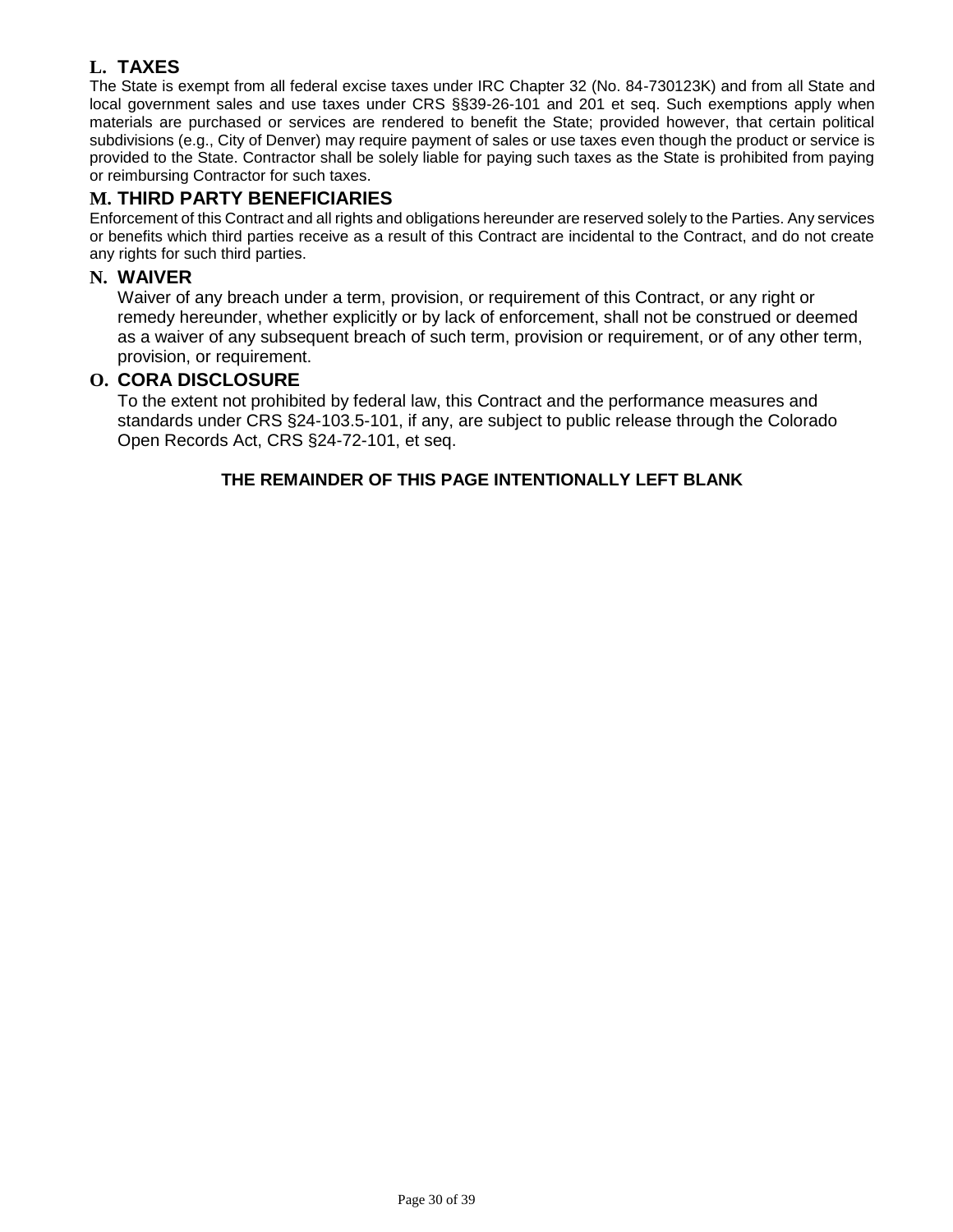## L. TAXES

The State is exempt from all federal excise taxes under IRC Chapter 32 (No. 84-730123K) and from all State and local government sales and use taxes under CRS §§39-26-101 and 201 et seq. Such exemptions apply when materials are purchased or services are rendered to benefit the State; provided however, that certain political subdivisions (e.g., City of Denver) may require payment of sales or use taxes even though the product or service is provided to the State. Contractor shall be solely liable for paying such taxes as the State is prohibited from paying or reimbursing Contractor for such taxes.

## M. THIRD PARTY BENEFICIARIES

Enforcement of this Contract and all rights and obligations hereunder are reserved solely to the Parties. Any services or benefits which third parties receive as a result of this Contract are incidental to the Contract, and do not create any rights for such third parties.

## N. WAIVER

Waiver of any breach under a term, provision, or requirement of this Contract, or any right or remedy hereunder, whether explicitly or by lack of enforcement, shall not be construed or deemed as a waiver of any subsequent breach of such term, provision or requirement, or of any other term, provision, or requirement.

## O. CORA DISCLOSURE

To the extent not prohibited by federal law, this Contract and the performance measures and standards under CRS §24-103.5-101, if any, are subject to public release through the Colorado Open Records Act, CRS §24-72-101, et seq.

**THE REMAINDER OF THIS PAGE INTENTIONALLY LEFT BLANK**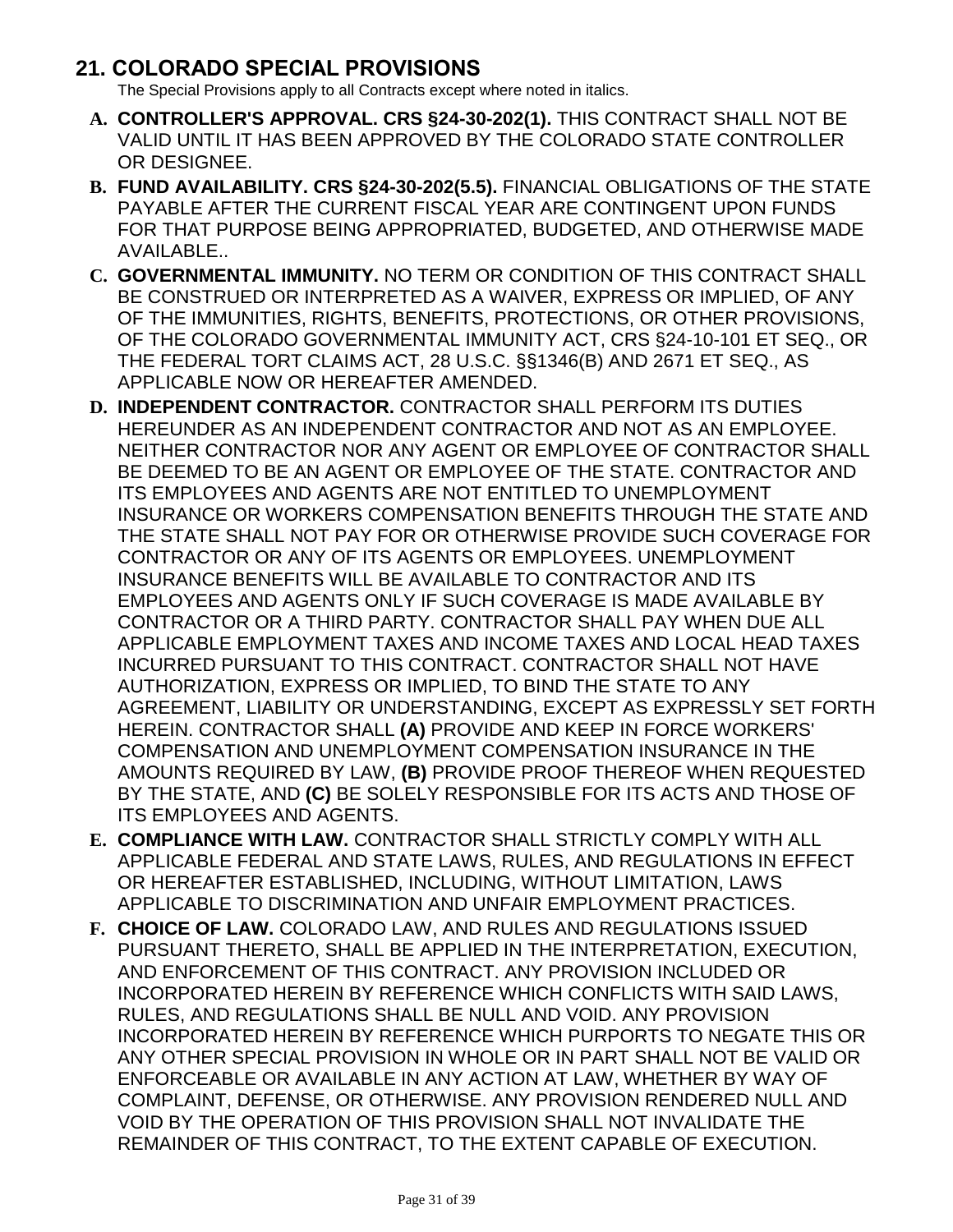## 21. COLORADO SPECIAL PROVISIONS

The Special Provisions apply to all Contracts except where noted in italics.

**A. CONTROLLER'S APPROVAL. CRS §24-30-202(1).** THIS CONTRACT SHALL NOT BE VALID UNTIL IT HAS BEEN APPROVED BY THE COLORADO STATE CONTROLLER OR DESIGNEE.

**B. FUND AVAILABILITY. CRS §24-30-202(5.5).** FINANCIAL OBLIGATIONS OF THE STATE PAYABLE AFTER THE CURRENT FISCAL YEAR ARE CONTINGENT UPON FUNDS FOR THAT PURPOSE BEING APPROPRIATED, BUDGETED, AND OTHERWISE MADE AVAILABLE..

**C. GOVERNMENTAL IMMUNITY.** NO TERM OR CONDITION OF THIS CONTRACT SHALL BE CONSTRUED OR INTERPRETED AS A WAIVER, EXPRESS OR IMPLIED, OF ANY OF THE IMMUNITIES, RIGHTS, BENEFITS, PROTECTIONS, OR OTHER PROVISIONS, OF THE COLORADO GOVERNMENTAL IMMUNITY ACT, CRS §24-10-101 ET SEQ., OR THE FEDERAL TORT CLAIMS ACT, 28 U.S.C. §§1346(B) AND 2671 ET SEQ., AS APPLICABLE NOW OR HEREAFTER AMENDED.

**D. INDEPENDENT CONTRACTOR.** CONTRACTOR SHALL PERFORM ITS DUTIES HEREUNDER AS AN INDEPENDENT CONTRACTOR AND NOT AS AN EMPLOYEE. NEITHER CONTRACTOR NOR ANY AGENT OR EMPLOYEE OF CONTRACTOR SHALL BE DEEMED TO BE AN AGENT OR EMPLOYEE OF THE STATE. CONTRACTOR AND ITS EMPLOYEES AND AGENTS ARE NOT ENTITLED TO UNEMPLOYMENT INSURANCE OR WORKERS COMPENSATION BENEFITS THROUGH THE STATE AND THE STATE SHALL NOT PAY FOR OR OTHERWISE PROVIDE SUCH COVERAGE FOR CONTRACTOR OR ANY OF ITS AGENTS OR EMPLOYEES. UNEMPLOYMENT INSURANCE BENEFITS WILL BE AVAILABLE TO CONTRACTOR AND ITS EMPLOYEES AND AGENTS ONLY IF SUCH COVERAGE IS MADE AVAILABLE BY CONTRACTOR OR A THIRD PARTY. CONTRACTOR SHALL PAY WHEN DUE ALL APPLICABLE EMPLOYMENT TAXES AND INCOME TAXES AND LOCAL HEAD TAXES INCURRED PURSUANT TO THIS CONTRACT. CONTRACTOR SHALL NOT HAVE AUTHORIZATION, EXPRESS OR IMPLIED, TO BIND THE STATE TO ANY AGREEMENT, LIABILITY OR UNDERSTANDING, EXCEPT AS EXPRESSLY SET FORTH HEREIN. CONTRACTOR SHALL **(A)** PROVIDE AND KEEP IN FORCE WORKERS' COMPENSATION AND UNEMPLOYMENT COMPENSATION INSURANCE IN THE AMOUNTS REQUIRED BY LAW, **(B)** PROVIDE PROOF THEREOF WHEN REQUESTED BY THE STATE, AND **(C)** BE SOLELY RESPONSIBLE FOR ITS ACTS AND THOSE OF ITS EMPLOYEES AND AGENTS.

**E. COMPLIANCE WITH LAW.** CONTRACTOR SHALL STRICTLY COMPLY WITH ALL APPLICABLE FEDERAL AND STATE LAWS, RULES, AND REGULATIONS IN EFFECT OR HEREAFTER ESTABLISHED, INCLUDING, WITHOUT LIMITATION, LAWS APPLICABLE TO DISCRIMINATION AND UNFAIR EMPLOYMENT PRACTICES.

**F. CHOICE OF LAW.** COLORADO LAW, AND RULES AND REGULATIONS ISSUED PURSUANT THERETO, SHALL BE APPLIED IN THE INTERPRETATION, EXECUTION, AND ENFORCEMENT OF THIS CONTRACT. ANY PROVISION INCLUDED OR INCORPORATED HEREIN BY REFERENCE WHICH CONFLICTS WITH SAID LAWS, RULES, AND REGULATIONS SHALL BE NULL AND VOID. ANY PROVISION INCORPORATED HEREIN BY REFERENCE WHICH PURPORTS TO NEGATE THIS OR ANY OTHER SPECIAL PROVISION IN WHOLE OR IN PART SHALL NOT BE VALID OR ENFORCEABLE OR AVAILABLE IN ANY ACTION AT LAW, WHETHER BY WAY OF COMPLAINT, DEFENSE, OR OTHERWISE. ANY PROVISION RENDERED NULL AND VOID BY THE OPERATION OF THIS PROVISION SHALL NOT INVALIDATE THE REMAINDER OF THIS CONTRACT, TO THE EXTENT CAPABLE OF EXECUTION.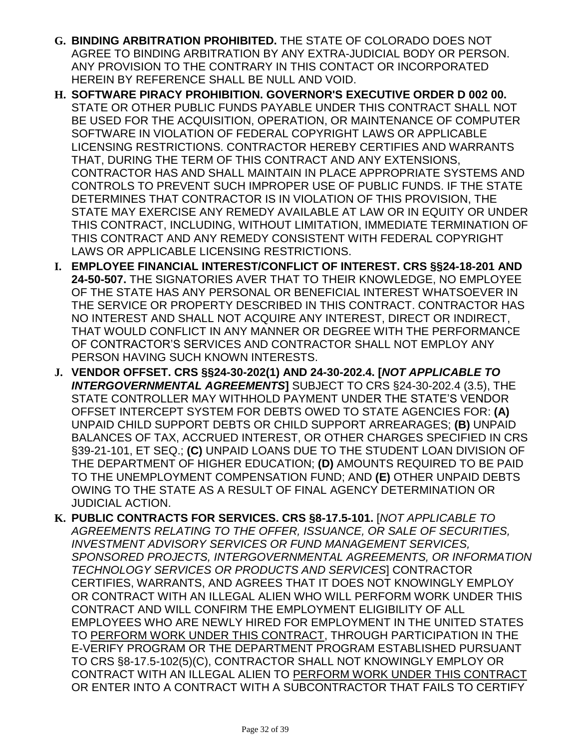**G. BINDING ARBITRATION PROHIBITED.** THE STATE OF COLORADO DOES NOT AGREE TO BINDING ARBITRATION BY ANY EXTRA-JUDICIAL BODY OR PERSON. ANY PROVISION TO THE CONTRARY IN THIS CONTACT OR INCORPORATED HEREIN BY REFERENCE SHALL BE NULL AND VOID.

**H. SOFTWARE PIRACY PROHIBITION. GOVERNOR'S EXECUTIVE ORDER D 002 00.** STATE OR OTHER PUBLIC FUNDS PAYABLE UNDER THIS CONTRACT SHALL NOT BE USED FOR THE ACQUISITION, OPERATION, OR MAINTENANCE OF COMPUTER SOFTWARE IN VIOLATION OF FEDERAL COPYRIGHT LAWS OR APPLICABLE LICENSING RESTRICTIONS. CONTRACTOR HEREBY CERTIFIES AND WARRANTS THAT, DURING THE TERM OF THIS CONTRACT AND ANY EXTENSIONS, CONTRACTOR HAS AND SHALL MAINTAIN IN PLACE APPROPRIATE SYSTEMS AND CONTROLS TO PREVENT SUCH IMPROPER USE OF PUBLIC FUNDS. IF THE STATE DETERMINES THAT CONTRACTOR IS IN VIOLATION OF THIS PROVISION, THE STATE MAY EXERCISE ANY REMEDY AVAILABLE AT LAW OR IN EQUITY OR UNDER THIS CONTRACT, INCLUDING, WITHOUT LIMITATION, IMMEDIATE TERMINATION OF THIS CONTRACT AND ANY REMEDY CONSISTENT WITH FEDERAL COPYRIGHT LAWS OR APPLICABLE LICENSING RESTRICTIONS.

**I. EMPLOYEE FINANCIAL INTEREST/CONFLICT OF INTEREST. CRS §§24-18-201 AND 24-50-507.** THE SIGNATORIES AVER THAT TO THEIR KNOWLEDGE, NO EMPLOYEE OF THE STATE HAS ANY PERSONAL OR BENEFICIAL INTEREST WHATSOEVER IN THE SERVICE OR PROPERTY DESCRIBED IN THIS CONTRACT. CONTRACTOR HAS NO INTEREST AND SHALL NOT ACQUIRE ANY INTEREST, DIRECT OR INDIRECT, THAT WOULD CONFLICT IN ANY MANNER OR DEGREE WITH THE PERFORMANCE OF CONTRACTOR'S SERVICES AND CONTRACTOR SHALL NOT EMPLOY ANY PERSON HAVING SUCH KNOWN INTERESTS.

**J. VENDOR OFFSET. CRS §§24-30-202(1) AND 24-30-202.4. [*NOT APPLICABLE TO INTERGOVERNMENTAL AGREEMENTS*]** SUBJECT TO CRS §24-30-202.4 (3.5), THE STATE CONTROLLER MAY WITHHOLD PAYMENT UNDER THE STATE'S VENDOR OFFSET INTERCEPT SYSTEM FOR DEBTS OWED TO STATE AGENCIES FOR: **(A)** UNPAID CHILD SUPPORT DEBTS OR CHILD SUPPORT ARREARAGES; **(B)** UNPAID BALANCES OF TAX, ACCRUED INTEREST, OR OTHER CHARGES SPECIFIED IN CRS §39-21-101, ET SEQ.; **(C)** UNPAID LOANS DUE TO THE STUDENT LOAN DIVISION OF THE DEPARTMENT OF HIGHER EDUCATION; **(D)** AMOUNTS REQUIRED TO BE PAID TO THE UNEMPLOYMENT COMPENSATION FUND; AND **(E)** OTHER UNPAID DEBTS OWING TO THE STATE AS A RESULT OF FINAL AGENCY DETERMINATION OR JUDICIAL ACTION.

**K. PUBLIC CONTRACTS FOR SERVICES. CRS §8-17.5-101.** [*NOT APPLICABLE TO AGREEMENTS RELATING TO THE OFFER, ISSUANCE, OR SALE OF SECURITIES, INVESTMENT ADVISORY SERVICES OR FUND MANAGEMENT SERVICES, SPONSORED PROJECTS, INTERGOVERNMENTAL AGREEMENTS, OR INFORMATION TECHNOLOGY SERVICES OR PRODUCTS AND SERVICES*] CONTRACTOR CERTIFIES, WARRANTS, AND AGREES THAT IT DOES NOT KNOWINGLY EMPLOY OR CONTRACT WITH AN ILLEGAL ALIEN WHO WILL PERFORM WORK UNDER THIS CONTRACT AND WILL CONFIRM THE EMPLOYMENT ELIGIBILITY OF ALL EMPLOYEES WHO ARE NEWLY HIRED FOR EMPLOYMENT IN THE UNITED STATES TO PERFORM WORK UNDER THIS CONTRACT, THROUGH PARTICIPATION IN THE E-VERIFY PROGRAM OR THE DEPARTMENT PROGRAM ESTABLISHED PURSUANT TO CRS §8-17.5-102(5)(C), CONTRACTOR SHALL NOT KNOWINGLY EMPLOY OR CONTRACT WITH AN ILLEGAL ALIEN TO PERFORM WORK UNDER THIS CONTRACT OR ENTER INTO A CONTRACT WITH A SUBCONTRACTOR THAT FAILS TO CERTIFY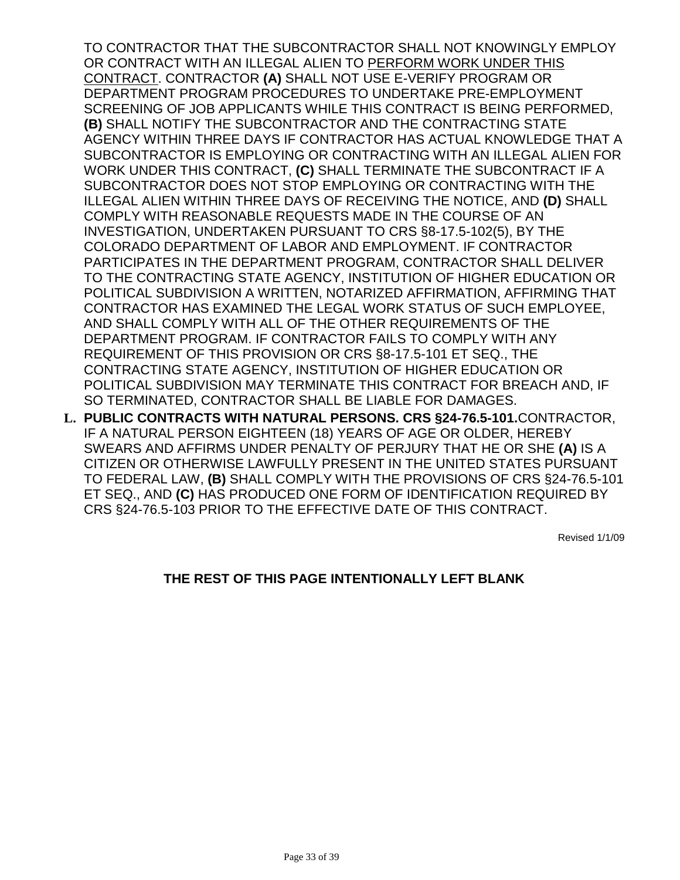TO CONTRACTOR THAT THE SUBCONTRACTOR SHALL NOT KNOWINGLY EMPLOY OR CONTRACT WITH AN ILLEGAL ALIEN TO <u>PERFORM WORK UNDER THIS CONTRACT</u>. CONTRACTOR **(A)** SHALL NOT USE E-VERIFY PROGRAM OR DEPARTMENT PROGRAM PROCEDURES TO UNDERTAKE PRE-EMPLOYMENT SCREENING OF JOB APPLICANTS WHILE THIS CONTRACT IS BEING PERFORMED, **(B)** SHALL NOTIFY THE SUBCONTRACTOR AND THE CONTRACTING STATE AGENCY WITHIN THREE DAYS IF CONTRACTOR HAS ACTUAL KNOWLEDGE THAT A SUBCONTRACTOR IS EMPLOYING OR CONTRACTING WITH AN ILLEGAL ALIEN FOR WORK UNDER THIS CONTRACT, **(C)** SHALL TERMINATE THE SUBCONTRACT IF A SUBCONTRACTOR DOES NOT STOP EMPLOYING OR CONTRACTING WITH THE ILLEGAL ALIEN WITHIN THREE DAYS OF RECEIVING THE NOTICE, AND **(D)** SHALL COMPLY WITH REASONABLE REQUESTS MADE IN THE COURSE OF AN INVESTIGATION, UNDERTAKEN PURSUANT TO CRS §8-17.5-102(5), BY THE COLORADO DEPARTMENT OF LABOR AND EMPLOYMENT. IF CONTRACTOR PARTICIPATES IN THE DEPARTMENT PROGRAM, CONTRACTOR SHALL DELIVER TO THE CONTRACTING STATE AGENCY, INSTITUTION OF HIGHER EDUCATION OR POLITICAL SUBDIVISION A WRITTEN, NOTARIZED AFFIRMATION, AFFIRMING THAT CONTRACTOR HAS EXAMINED THE LEGAL WORK STATUS OF SUCH EMPLOYEE, AND SHALL COMPLY WITH ALL OF THE OTHER REQUIREMENTS OF THE DEPARTMENT PROGRAM. IF CONTRACTOR FAILS TO COMPLY WITH ANY REQUIREMENT OF THIS PROVISION OR CRS §8-17.5-101 ET SEQ., THE CONTRACTING STATE AGENCY, INSTITUTION OF HIGHER EDUCATION OR POLITICAL SUBDIVISION MAY TERMINATE THIS CONTRACT FOR BREACH AND, IF SO TERMINATED, CONTRACTOR SHALL BE LIABLE FOR DAMAGES.

**L. PUBLIC CONTRACTS WITH NATURAL PERSONS. CRS §24-76.5-101.** CONTRACTOR, IF A NATURAL PERSON EIGHTEEN (18) YEARS OF AGE OR OLDER, HEREBY SWEARS AND AFFIRMS UNDER PENALTY OF PERJURY THAT HE OR SHE **(A)** IS A CITIZEN OR OTHERWISE LAWFULLY PRESENT IN THE UNITED STATES PURSUANT TO FEDERAL LAW, **(B)** SHALL COMPLY WITH THE PROVISIONS OF CRS §24-76.5-101 ET SEQ., AND **(C)** HAS PRODUCED ONE FORM OF IDENTIFICATION REQUIRED BY CRS §24-76.5-103 PRIOR TO THE EFFECTIVE DATE OF THIS CONTRACT.

Revised 1/1/09

**THE REST OF THIS PAGE INTENTIONALLY LEFT BLANK**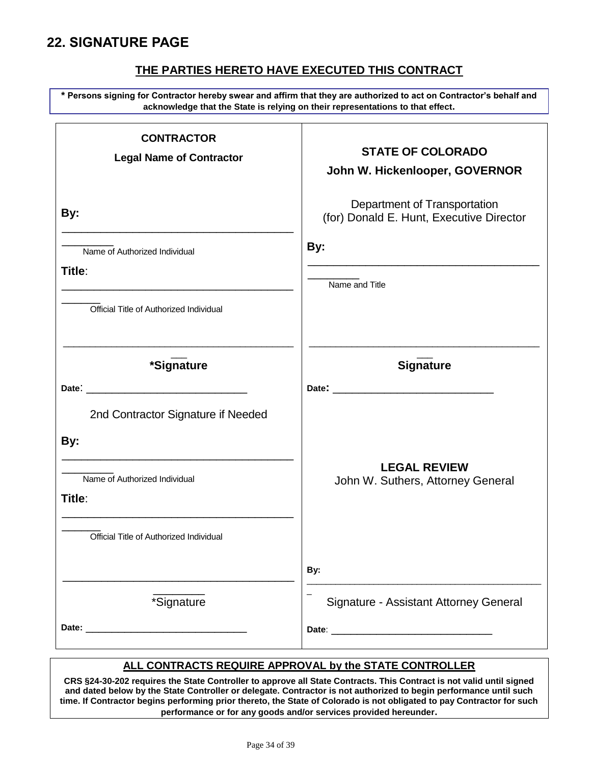## 22. SIGNATURE PAGE

**THE PARTIES HERETO HAVE EXECUTED THIS CONTRACT**

**\* Persons signing for Contractor hereby swear and affirm that they are authorized to act on Contractor's behalf and acknowledge that the State is relying on their representations to that effect.**

| CONTRACTOR | STATE OF COLORADO |
|---|---|
| **CONTRACTOR**<br>**Legal Name of Contractor** | **STATE OF COLORADO**<br>**John W. Hickenlooper, GOVERNOR** |
| | Department of Transportation<br>(for) Donald E. Hunt, Executive Director |
| **By:** ____________________________________<br>Name of Authorized Individual | **By:** ____________________________________<br>Name and Title |
| **Title**: ____________________________________<br>Official Title of Authorized Individual | |
| ____________________________________<br>**\*Signature** | ____________________________________<br>**Signature** |
| **Date**: ______________________________ | **Date:** ______________________________ |
| 2nd Contractor Signature if Needed | |
| **By:** ____________________________________<br>Name of Authorized Individual | **LEGAL REVIEW**<br>John W. Suthers, Attorney General |
| **Title**: ____________________________________<br>Official Title of Authorized Individual | |
| ____________________________________<br>\*Signature | **By:** ____________________________________<br>Signature - Assistant Attorney General |
| **Date:** ______________________________ | **Date**: ______________________________ |

**ALL CONTRACTS REQUIRE APPROVAL by the STATE CONTROLLER**

**CRS §24-30-202 requires the State Controller to approve all State Contracts. This Contract is not valid until signed and dated below by the State Controller or delegate. Contractor is not authorized to begin performance until such time. If Contractor begins performing prior thereto, the State of Colorado is not obligated to pay Contractor for such performance or for any goods and/or services provided hereunder.**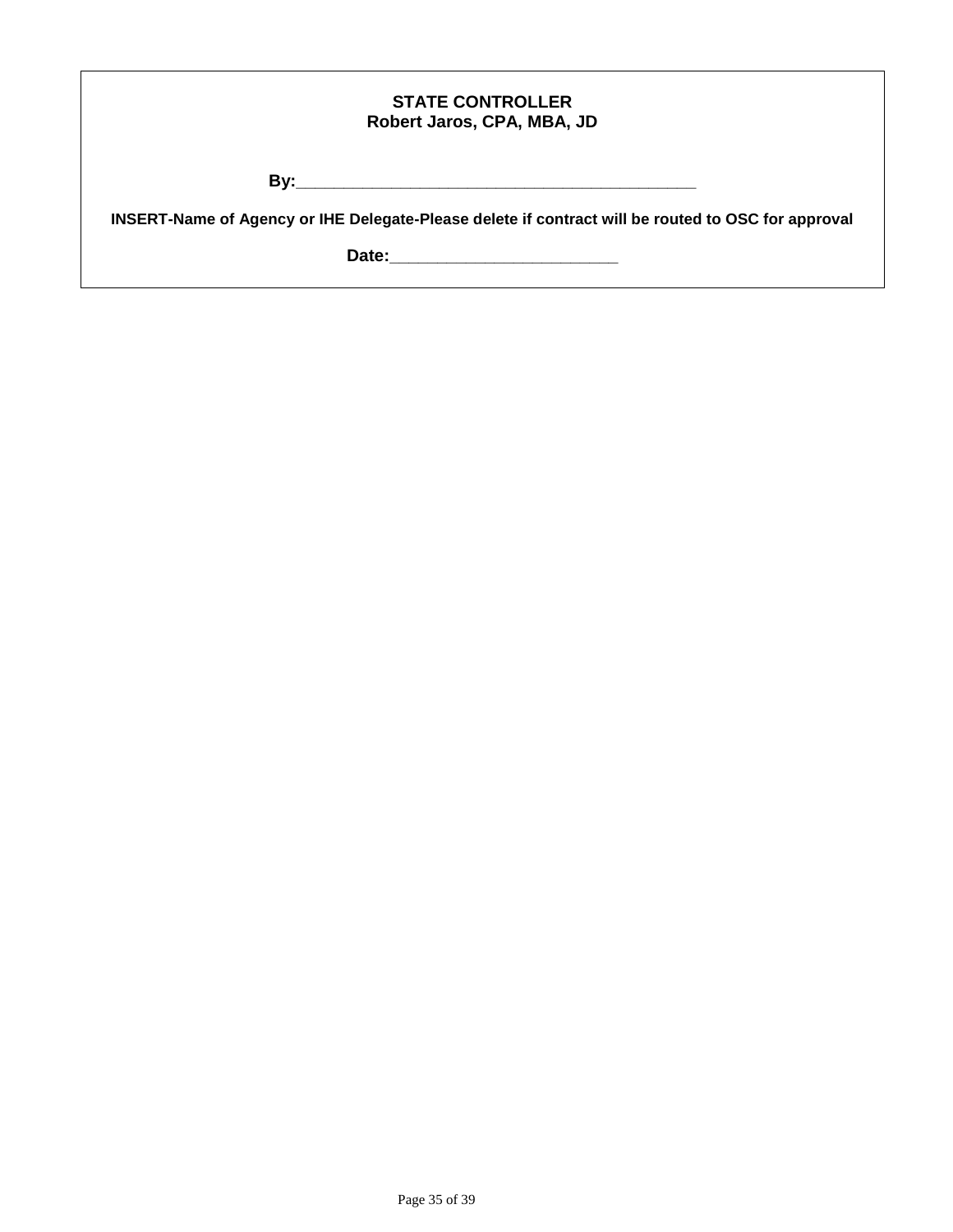**STATE CONTROLLER**
**Robert Jaros, CPA, MBA, JD**

**By:**_____________________________________________

**INSERT-Name of Agency or IHE Delegate-Please delete if contract will be routed to OSC for approval**

**Date:**_________________________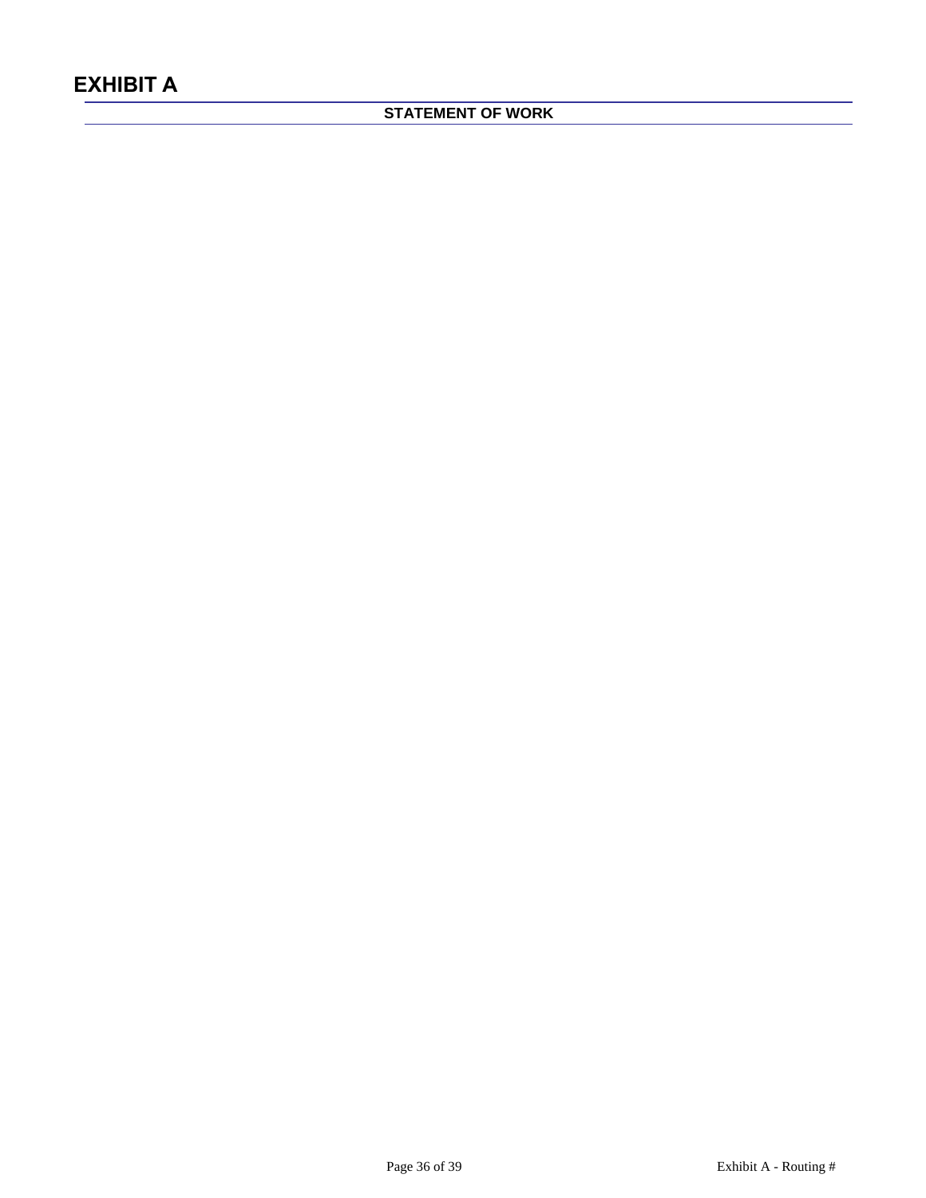# EXHIBIT A

## STATEMENT OF WORK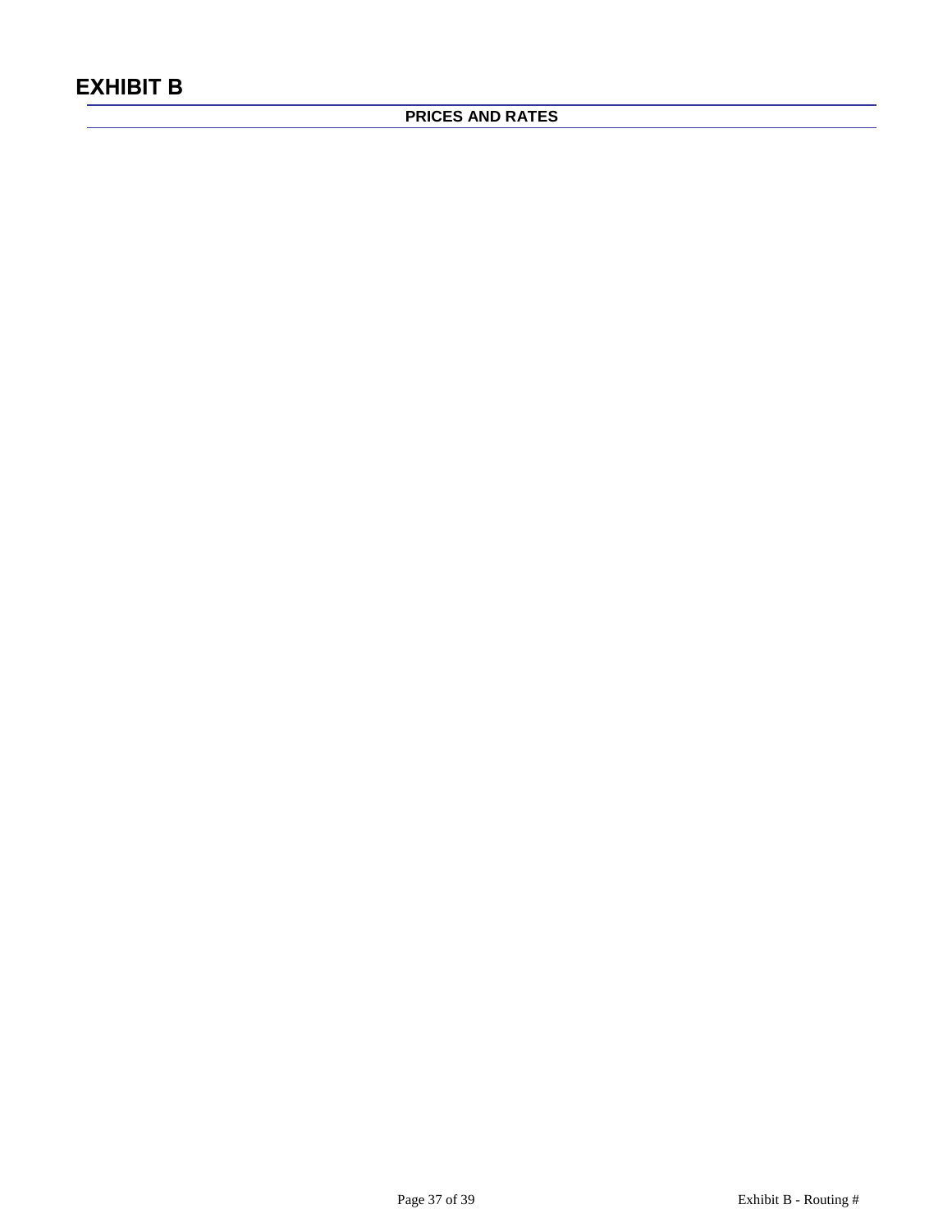# EXHIBIT B

## PRICES AND RATES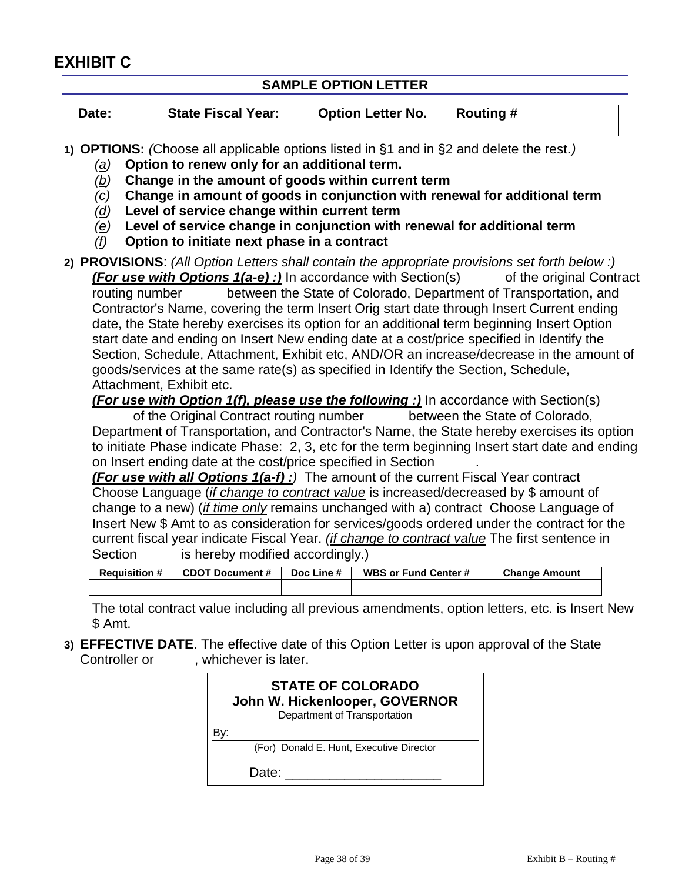# EXHIBIT C

## SAMPLE OPTION LETTER

| Date: | State Fiscal Year: | Option Letter No. | Routing # |
|---|---|---|---|

1) **OPTIONS:** *(*Choose all applicable options listed in §1 and in §2 and delete the rest.*)*
   - *(a)* **Option to renew only for an additional term.**
   - *(b)* **Change in the amount of goods within current term**
   - *(c)* **Change in amount of goods in conjunction with renewal for additional term**
   - *(d)* **Level of service change within current term**
   - *(e)* **Level of service change in conjunction with renewal for additional term**
   - *(f)* **Option to initiate next phase in a contract**

2) **PROVISIONS**: *(All Option Letters shall contain the appropriate provisions set forth below :)*

   ***(For use with Options 1(a-e) :)*** In accordance with Section(s) of the original Contract routing number between the State of Colorado, Department of Transportation**,** and Contractor's Name, covering the term Insert Orig start date through Insert Current ending date, the State hereby exercises its option for an additional term beginning Insert Option start date and ending on Insert New ending date at a cost/price specified in Identify the Section, Schedule, Attachment, Exhibit etc, AND/OR an increase/decrease in the amount of goods/services at the same rate(s) as specified in Identify the Section, Schedule, Attachment, Exhibit etc.

   ***(For use with Option 1(f), please use the following :)*** In accordance with Section(s) of the Original Contract routing number between the State of Colorado, Department of Transportation**,** and Contractor's Name, the State hereby exercises its option to initiate Phase indicate Phase: 2, 3, etc for the term beginning Insert start date and ending on Insert ending date at the cost/price specified in Section .

   ***(For use with all Options 1(a-f) :)*** The amount of the current Fiscal Year contract Choose Language (*if change to contract value* is increased/decreased by $ amount of change to a new) (*if time only* remains unchanged with a) contract Choose Language of Insert New $ Amt to as consideration for services/goods ordered under the contract for the current fiscal year indicate Fiscal Year. *(if change to contract value* The first sentence in Section is hereby modified accordingly.)

   | Requisition # | CDOT Document # | Doc Line # | WBS or Fund Center # | Change Amount |
   |---|---|---|---|---|
   | | | | | |

   The total contract value including all previous amendments, option letters, etc. is Insert New $ Amt.

3) **EFFECTIVE DATE**. The effective date of this Option Letter is upon approval of the State Controller or , whichever is later.

**STATE OF COLORADO**
**John W. Hickenlooper, GOVERNOR**
Department of Transportation

By: ______________________________
(For) Donald E. Hunt, Executive Director

Date: ____________________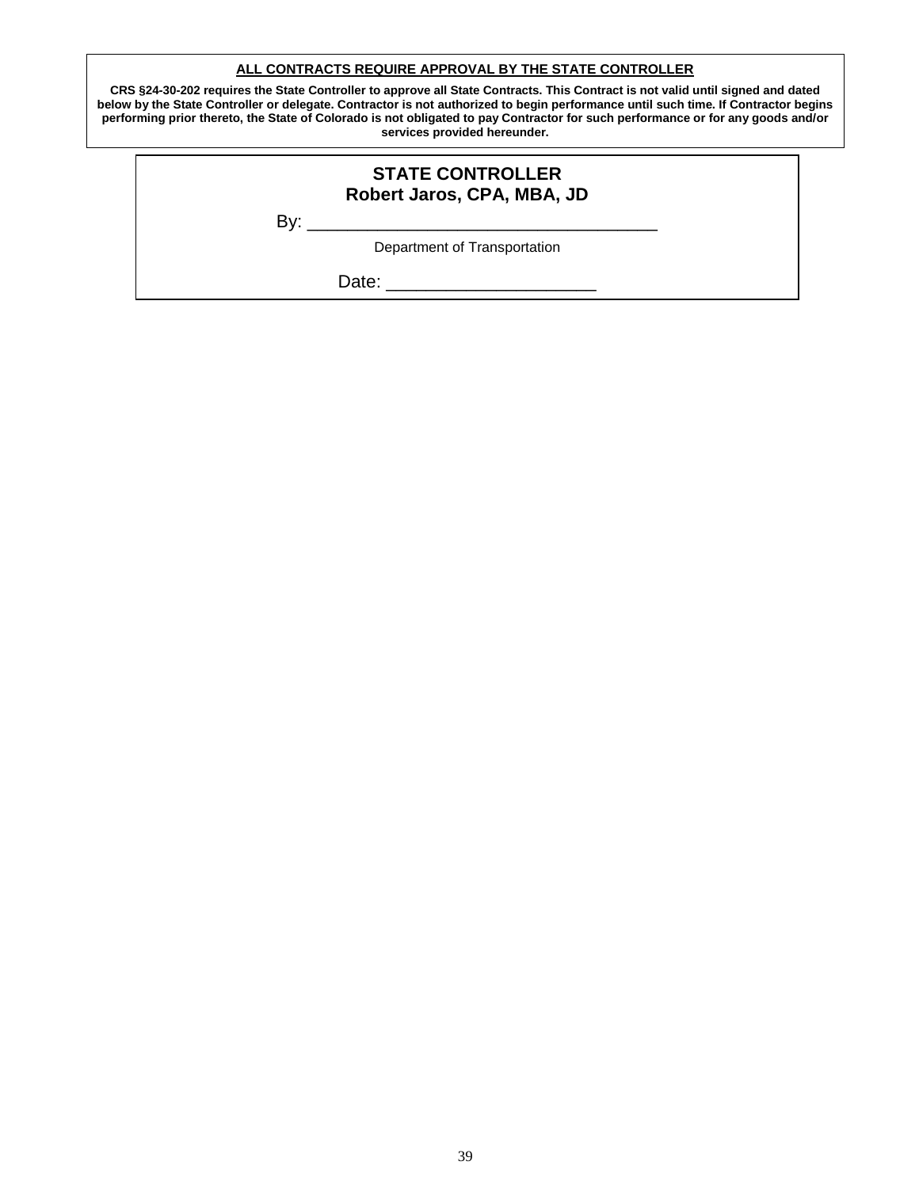**ALL CONTRACTS REQUIRE APPROVAL BY THE STATE CONTROLLER**

**CRS §24-30-202 requires the State Controller to approve all State Contracts. This Contract is not valid until signed and dated below by the State Controller or delegate. Contractor is not authorized to begin performance until such time. If Contractor begins performing prior thereto, the State of Colorado is not obligated to pay Contractor for such performance or for any goods and/or services provided hereunder.**

**STATE CONTROLLER**
**Robert Jaros, CPA, MBA, JD**

By: ___________________________________

Department of Transportation

Date: _____________________